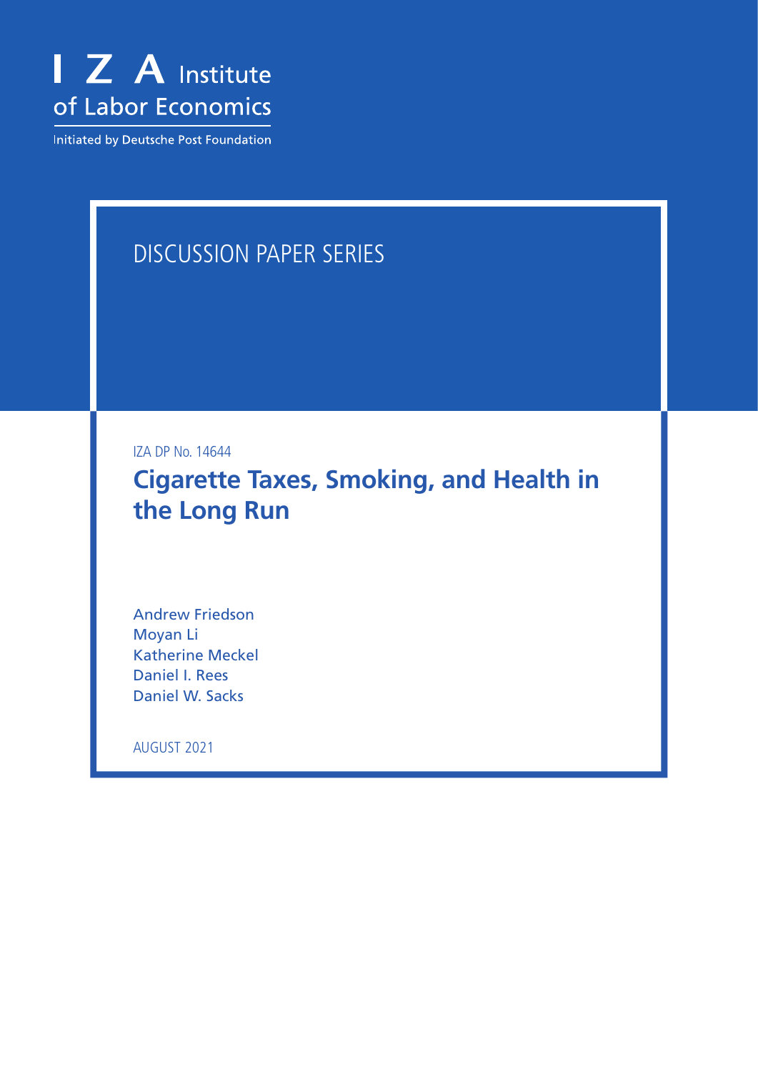I Z A Institute of Labor Economics

Initiated by Deutsche Post Foundation

DISCUSSION PAPER SERIES

IZA DP No. 14644

# Cigarette Taxes, Smoking, and Health in the Long Run

Andrew Friedson
Moyan Li
Katherine Meckel
Daniel I. Rees
Daniel W. Sacks

AUGUST 2021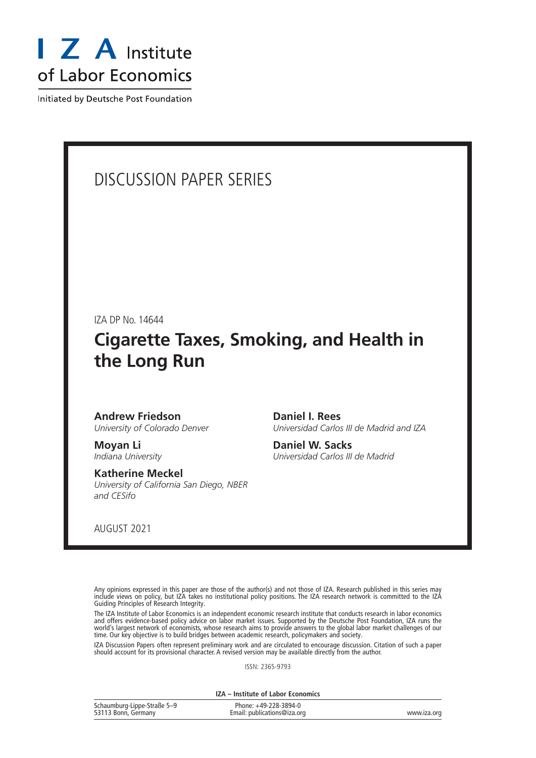I Z A Institute of Labor Economics

Initiated by Deutsche Post Foundation

# DISCUSSION PAPER SERIES

IZA DP No. 14644

## Cigarette Taxes, Smoking, and Health in the Long Run

**Andrew Friedson**
*University of Colorado Denver*

**Moyan Li**
*Indiana University*

**Katherine Meckel**
*University of California San Diego, NBER and CESifo*

**Daniel I. Rees**
*Universidad Carlos III de Madrid and IZA*

**Daniel W. Sacks**
*Universidad Carlos III de Madrid*

AUGUST 2021

Any opinions expressed in this paper are those of the author(s) and not those of IZA. Research published in this series may include views on policy, but IZA takes no institutional policy positions. The IZA research network is committed to the IZA Guiding Principles of Research Integrity.

The IZA Institute of Labor Economics is an independent economic research institute that conducts research in labor economics and offers evidence-based policy advice on labor market issues. Supported by the Deutsche Post Foundation, IZA runs the world's largest network of economists, whose research aims to provide answers to the global labor market challenges of our time. Our key objective is to build bridges between academic research, policymakers and society.

IZA Discussion Papers often represent preliminary work and are circulated to encourage discussion. Citation of such a paper should account for its provisional character. A revised version may be available directly from the author.

ISSN: 2365-9793

**IZA – Institute of Labor Economics**

Schaumburg-Lippe-Straße 5–9
53113 Bonn, Germany

Phone: +49-228-3894-0
Email: publications@iza.org

www.iza.org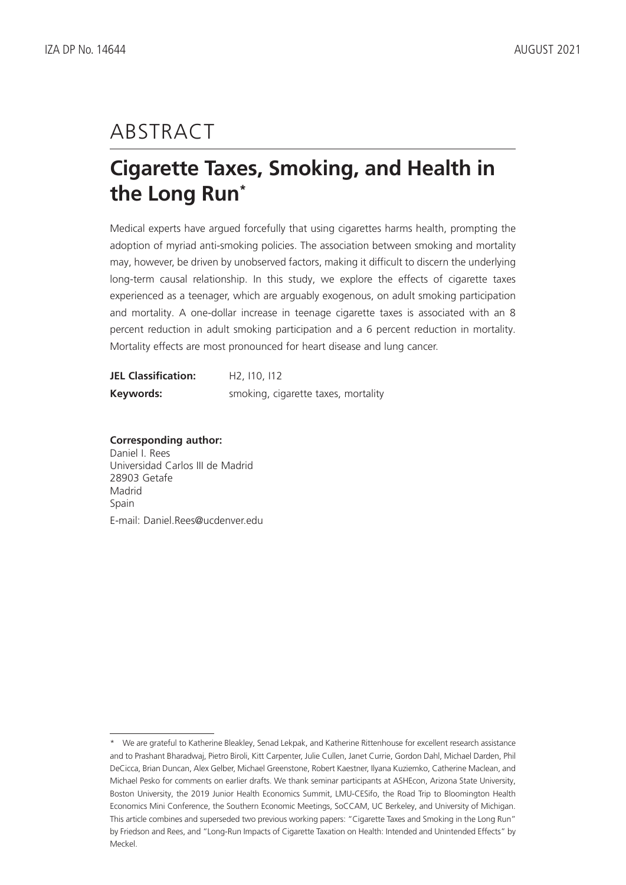# ABSTRACT

## Cigarette Taxes, Smoking, and Health in the Long Run*

Medical experts have argued forcefully that using cigarettes harms health, prompting the adoption of myriad anti-smoking policies. The association between smoking and mortality may, however, be driven by unobserved factors, making it difficult to discern the underlying long-term causal relationship. In this study, we explore the effects of cigarette taxes experienced as a teenager, which are arguably exogenous, on adult smoking participation and mortality. A one-dollar increase in teenage cigarette taxes is associated with an 8 percent reduction in adult smoking participation and a 6 percent reduction in mortality. Mortality effects are most pronounced for heart disease and lung cancer.

**JEL Classification:** H2, I10, I12

**Keywords:** smoking, cigarette taxes, mortality

**Corresponding author:**
Daniel I. Rees
Universidad Carlos III de Madrid
28903 Getafe
Madrid
Spain
E-mail: Daniel.Rees@ucdenver.edu

---

\* We are grateful to Katherine Bleakley, Senad Lekpak, and Katherine Rittenhouse for excellent research assistance and to Prashant Bharadwaj, Pietro Biroli, Kitt Carpenter, Julie Cullen, Janet Currie, Gordon Dahl, Michael Darden, Phil DeCicca, Brian Duncan, Alex Gelber, Michael Greenstone, Robert Kaestner, Ilyana Kuziemko, Catherine Maclean, and Michael Pesko for comments on earlier drafts. We thank seminar participants at ASHEcon, Arizona State University, Boston University, the 2019 Junior Health Economics Summit, LMU-CESifo, the Road Trip to Bloomington Health Economics Mini Conference, the Southern Economic Meetings, SoCCAM, UC Berkeley, and University of Michigan. This article combines and superseded two previous working papers: "Cigarette Taxes and Smoking in the Long Run" by Friedson and Rees, and "Long-Run Impacts of Cigarette Taxation on Health: Intended and Unintended Effects" by Meckel.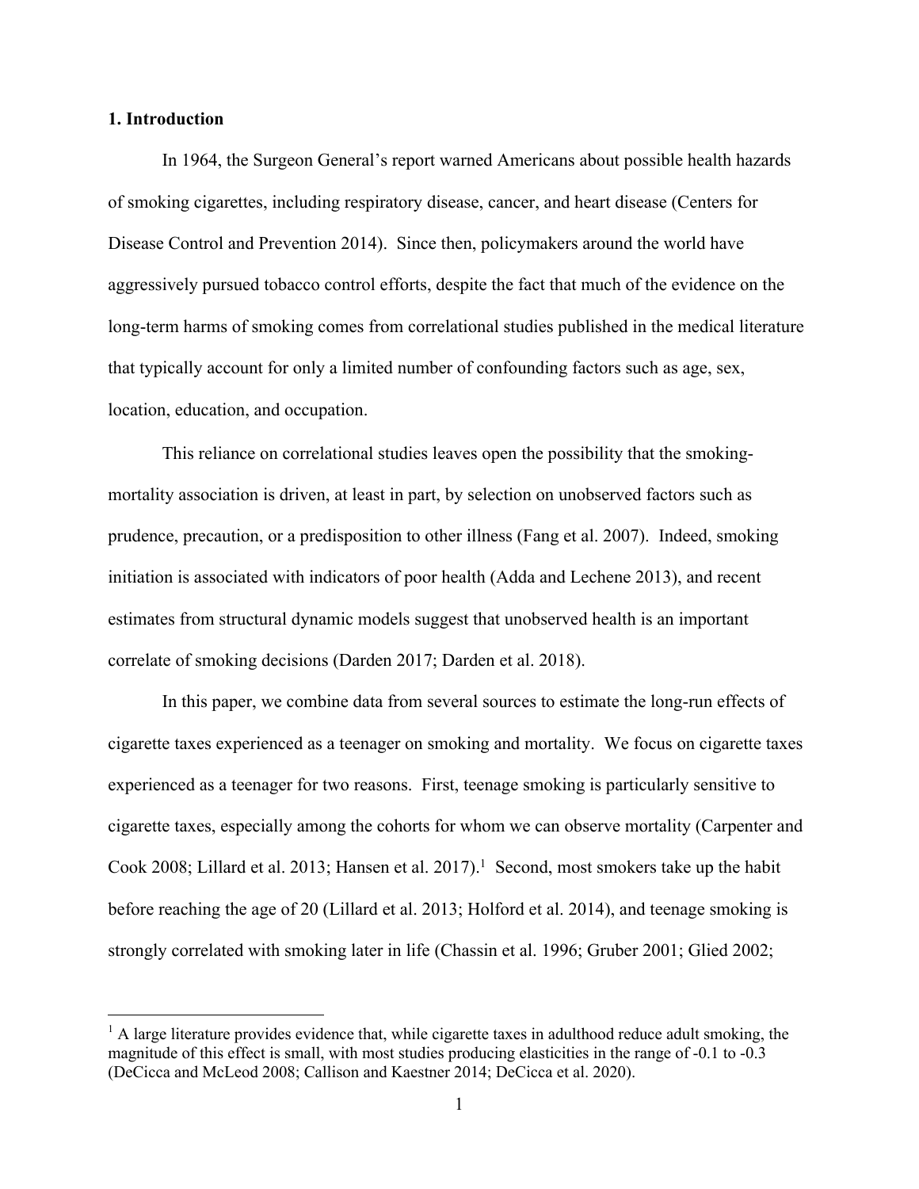## 1. Introduction

In 1964, the Surgeon General's report warned Americans about possible health hazards of smoking cigarettes, including respiratory disease, cancer, and heart disease (Centers for Disease Control and Prevention 2014). Since then, policymakers around the world have aggressively pursued tobacco control efforts, despite the fact that much of the evidence on the long-term harms of smoking comes from correlational studies published in the medical literature that typically account for only a limited number of confounding factors such as age, sex, location, education, and occupation.

This reliance on correlational studies leaves open the possibility that the smoking-mortality association is driven, at least in part, by selection on unobserved factors such as prudence, precaution, or a predisposition to other illness (Fang et al. 2007). Indeed, smoking initiation is associated with indicators of poor health (Adda and Lechene 2013), and recent estimates from structural dynamic models suggest that unobserved health is an important correlate of smoking decisions (Darden 2017; Darden et al. 2018).

In this paper, we combine data from several sources to estimate the long-run effects of cigarette taxes experienced as a teenager on smoking and mortality. We focus on cigarette taxes experienced as a teenager for two reasons. First, teenage smoking is particularly sensitive to cigarette taxes, especially among the cohorts for whom we can observe mortality (Carpenter and Cook 2008; Lillard et al. 2013; Hansen et al. 2017).[1] Second, most smokers take up the habit before reaching the age of 20 (Lillard et al. 2013; Holford et al. 2014), and teenage smoking is strongly correlated with smoking later in life (Chassin et al. 1996; Gruber 2001; Glied 2002;

[1] A large literature provides evidence that, while cigarette taxes in adulthood reduce adult smoking, the magnitude of this effect is small, with most studies producing elasticities in the range of -0.1 to -0.3 (DeCicca and McLeod 2008; Callison and Kaestner 2014; DeCicca et al. 2020).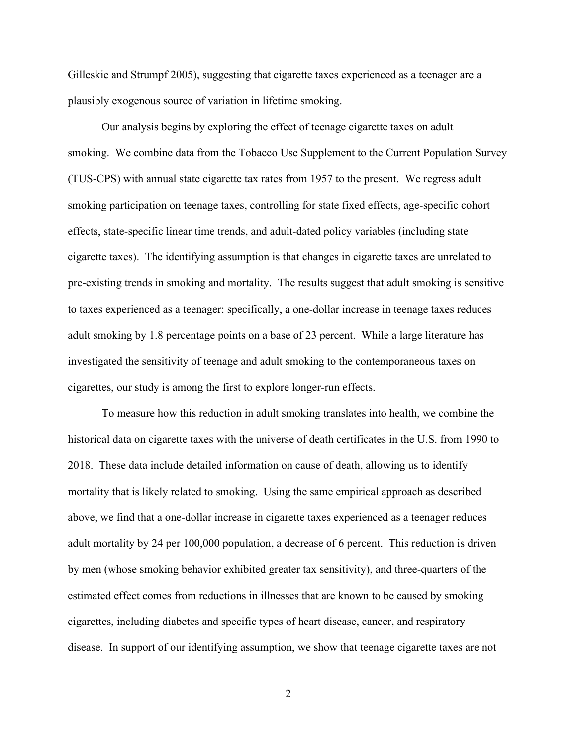Gilleskie and Strumpf 2005), suggesting that cigarette taxes experienced as a teenager are a plausibly exogenous source of variation in lifetime smoking.

Our analysis begins by exploring the effect of teenage cigarette taxes on adult smoking. We combine data from the Tobacco Use Supplement to the Current Population Survey (TUS-CPS) with annual state cigarette tax rates from 1957 to the present. We regress adult smoking participation on teenage taxes, controlling for state fixed effects, age-specific cohort effects, state-specific linear time trends, and adult-dated policy variables (including state cigarette taxes). The identifying assumption is that changes in cigarette taxes are unrelated to pre-existing trends in smoking and mortality. The results suggest that adult smoking is sensitive to taxes experienced as a teenager: specifically, a one-dollar increase in teenage taxes reduces adult smoking by 1.8 percentage points on a base of 23 percent. While a large literature has investigated the sensitivity of teenage and adult smoking to the contemporaneous taxes on cigarettes, our study is among the first to explore longer-run effects.

To measure how this reduction in adult smoking translates into health, we combine the historical data on cigarette taxes with the universe of death certificates in the U.S. from 1990 to 2018. These data include detailed information on cause of death, allowing us to identify mortality that is likely related to smoking. Using the same empirical approach as described above, we find that a one-dollar increase in cigarette taxes experienced as a teenager reduces adult mortality by 24 per 100,000 population, a decrease of 6 percent. This reduction is driven by men (whose smoking behavior exhibited greater tax sensitivity), and three-quarters of the estimated effect comes from reductions in illnesses that are known to be caused by smoking cigarettes, including diabetes and specific types of heart disease, cancer, and respiratory disease. In support of our identifying assumption, we show that teenage cigarette taxes are not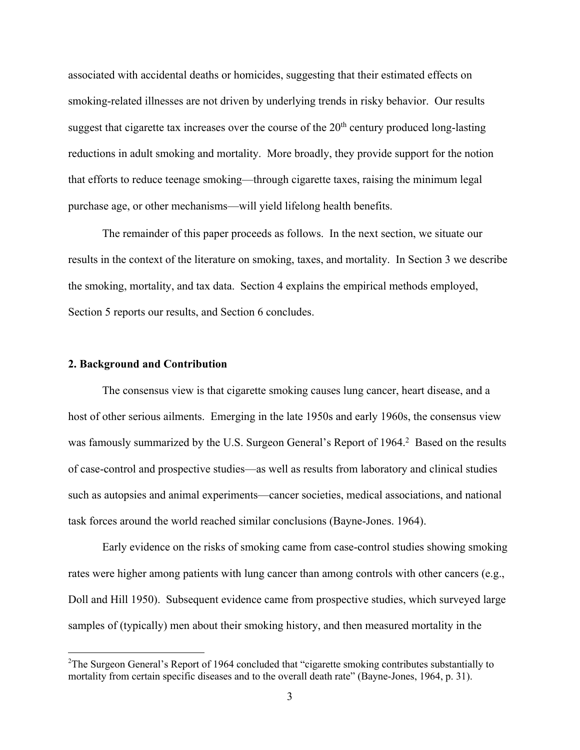associated with accidental deaths or homicides, suggesting that their estimated effects on smoking-related illnesses are not driven by underlying trends in risky behavior. Our results suggest that cigarette tax increases over the course of the 20th century produced long-lasting reductions in adult smoking and mortality. More broadly, they provide support for the notion that efforts to reduce teenage smoking—through cigarette taxes, raising the minimum legal purchase age, or other mechanisms—will yield lifelong health benefits.

The remainder of this paper proceeds as follows. In the next section, we situate our results in the context of the literature on smoking, taxes, and mortality. In Section 3 we describe the smoking, mortality, and tax data. Section 4 explains the empirical methods employed, Section 5 reports our results, and Section 6 concludes.

## 2. Background and Contribution

The consensus view is that cigarette smoking causes lung cancer, heart disease, and a host of other serious ailments. Emerging in the late 1950s and early 1960s, the consensus view was famously summarized by the U.S. Surgeon General's Report of 1964.[2] Based on the results of case-control and prospective studies—as well as results from laboratory and clinical studies such as autopsies and animal experiments—cancer societies, medical associations, and national task forces around the world reached similar conclusions (Bayne-Jones. 1964).

Early evidence on the risks of smoking came from case-control studies showing smoking rates were higher among patients with lung cancer than among controls with other cancers (e.g., Doll and Hill 1950). Subsequent evidence came from prospective studies, which surveyed large samples of (typically) men about their smoking history, and then measured mortality in the

[2] The Surgeon General's Report of 1964 concluded that "cigarette smoking contributes substantially to mortality from certain specific diseases and to the overall death rate" (Bayne-Jones, 1964, p. 31).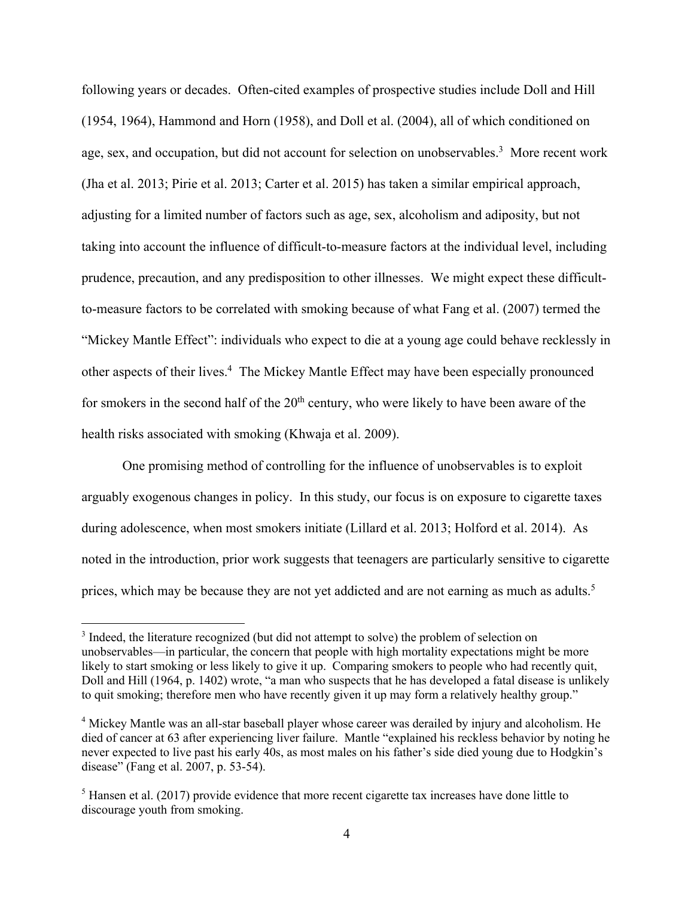following years or decades. Often-cited examples of prospective studies include Doll and Hill (1954, 1964), Hammond and Horn (1958), and Doll et al. (2004), all of which conditioned on age, sex, and occupation, but did not account for selection on unobservables.[3] More recent work (Jha et al. 2013; Pirie et al. 2013; Carter et al. 2015) has taken a similar empirical approach, adjusting for a limited number of factors such as age, sex, alcoholism and adiposity, but not taking into account the influence of difficult-to-measure factors at the individual level, including prudence, precaution, and any predisposition to other illnesses. We might expect these difficult-to-measure factors to be correlated with smoking because of what Fang et al. (2007) termed the "Mickey Mantle Effect": individuals who expect to die at a young age could behave recklessly in other aspects of their lives.[4] The Mickey Mantle Effect may have been especially pronounced for smokers in the second half of the 20th century, who were likely to have been aware of the health risks associated with smoking (Khwaja et al. 2009).

One promising method of controlling for the influence of unobservables is to exploit arguably exogenous changes in policy. In this study, our focus is on exposure to cigarette taxes during adolescence, when most smokers initiate (Lillard et al. 2013; Holford et al. 2014). As noted in the introduction, prior work suggests that teenagers are particularly sensitive to cigarette prices, which may be because they are not yet addicted and are not earning as much as adults.[5]

[3] Indeed, the literature recognized (but did not attempt to solve) the problem of selection on unobservables—in particular, the concern that people with high mortality expectations might be more likely to start smoking or less likely to give it up. Comparing smokers to people who had recently quit, Doll and Hill (1964, p. 1402) wrote, "a man who suspects that he has developed a fatal disease is unlikely to quit smoking; therefore men who have recently given it up may form a relatively healthy group."

[4] Mickey Mantle was an all-star baseball player whose career was derailed by injury and alcoholism. He died of cancer at 63 after experiencing liver failure. Mantle "explained his reckless behavior by noting he never expected to live past his early 40s, as most males on his father's side died young due to Hodgkin's disease" (Fang et al. 2007, p. 53-54).

[5] Hansen et al. (2017) provide evidence that more recent cigarette tax increases have done little to discourage youth from smoking.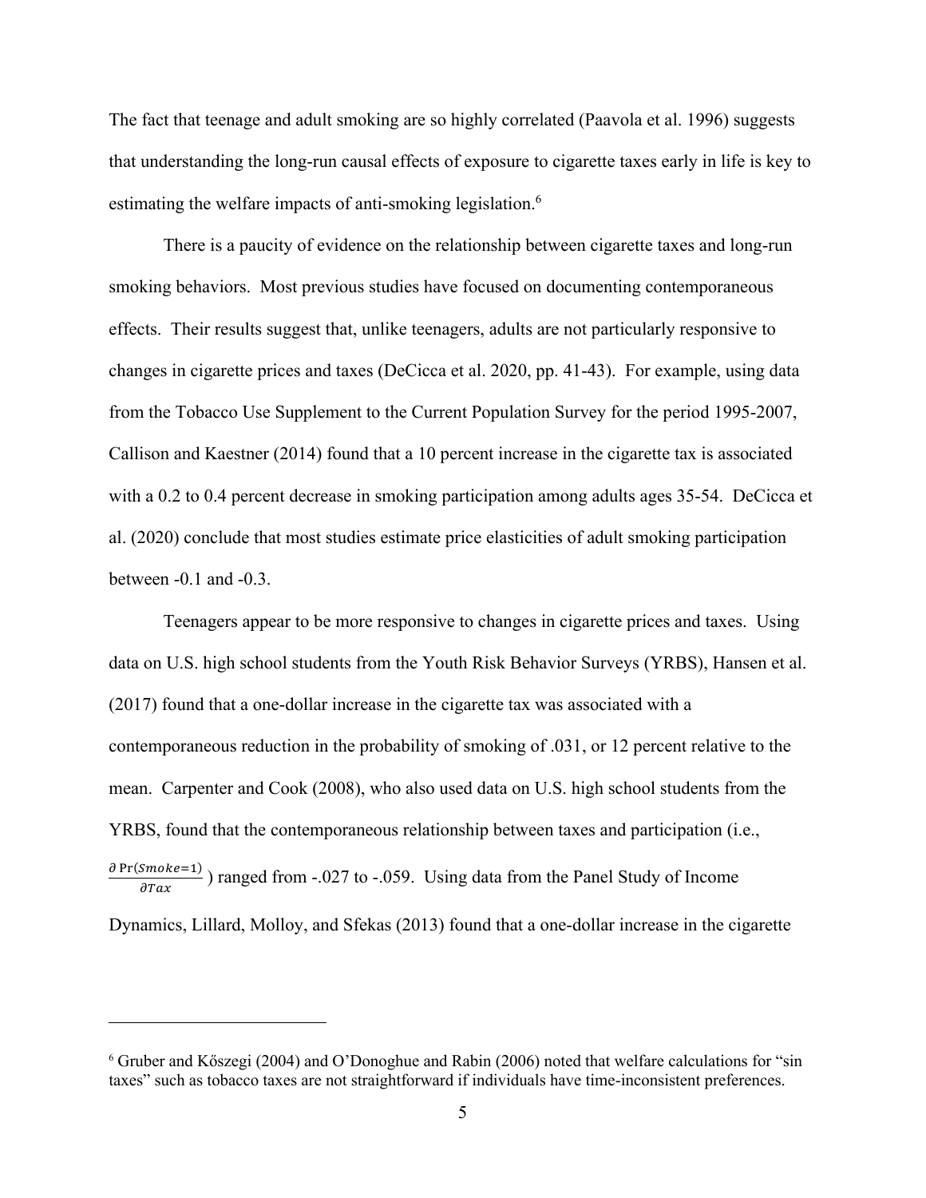The fact that teenage and adult smoking are so highly correlated (Paavola et al. 1996) suggests that understanding the long-run causal effects of exposure to cigarette taxes early in life is key to estimating the welfare impacts of anti-smoking legislation.[6]

There is a paucity of evidence on the relationship between cigarette taxes and long-run smoking behaviors. Most previous studies have focused on documenting contemporaneous effects. Their results suggest that, unlike teenagers, adults are not particularly responsive to changes in cigarette prices and taxes (DeCicca et al. 2020, pp. 41-43). For example, using data from the Tobacco Use Supplement to the Current Population Survey for the period 1995-2007, Callison and Kaestner (2014) found that a 10 percent increase in the cigarette tax is associated with a 0.2 to 0.4 percent decrease in smoking participation among adults ages 35-54. DeCicca et al. (2020) conclude that most studies estimate price elasticities of adult smoking participation between -0.1 and -0.3.

Teenagers appear to be more responsive to changes in cigarette prices and taxes. Using data on U.S. high school students from the Youth Risk Behavior Surveys (YRBS), Hansen et al. (2017) found that a one-dollar increase in the cigarette tax was associated with a contemporaneous reduction in the probability of smoking of .031, or 12 percent relative to the mean. Carpenter and Cook (2008), who also used data on U.S. high school students from the YRBS, found that the contemporaneous relationship between taxes and participation (i.e., $\frac{\partial \Pr(Smoke=1)}{\partial Tax}$) ranged from -.027 to -.059. Using data from the Panel Study of Income Dynamics, Lillard, Molloy, and Sfekas (2013) found that a one-dollar increase in the cigarette

[6] Gruber and Kőszegi (2004) and O'Donoghue and Rabin (2006) noted that welfare calculations for "sin taxes" such as tobacco taxes are not straightforward if individuals have time-inconsistent preferences.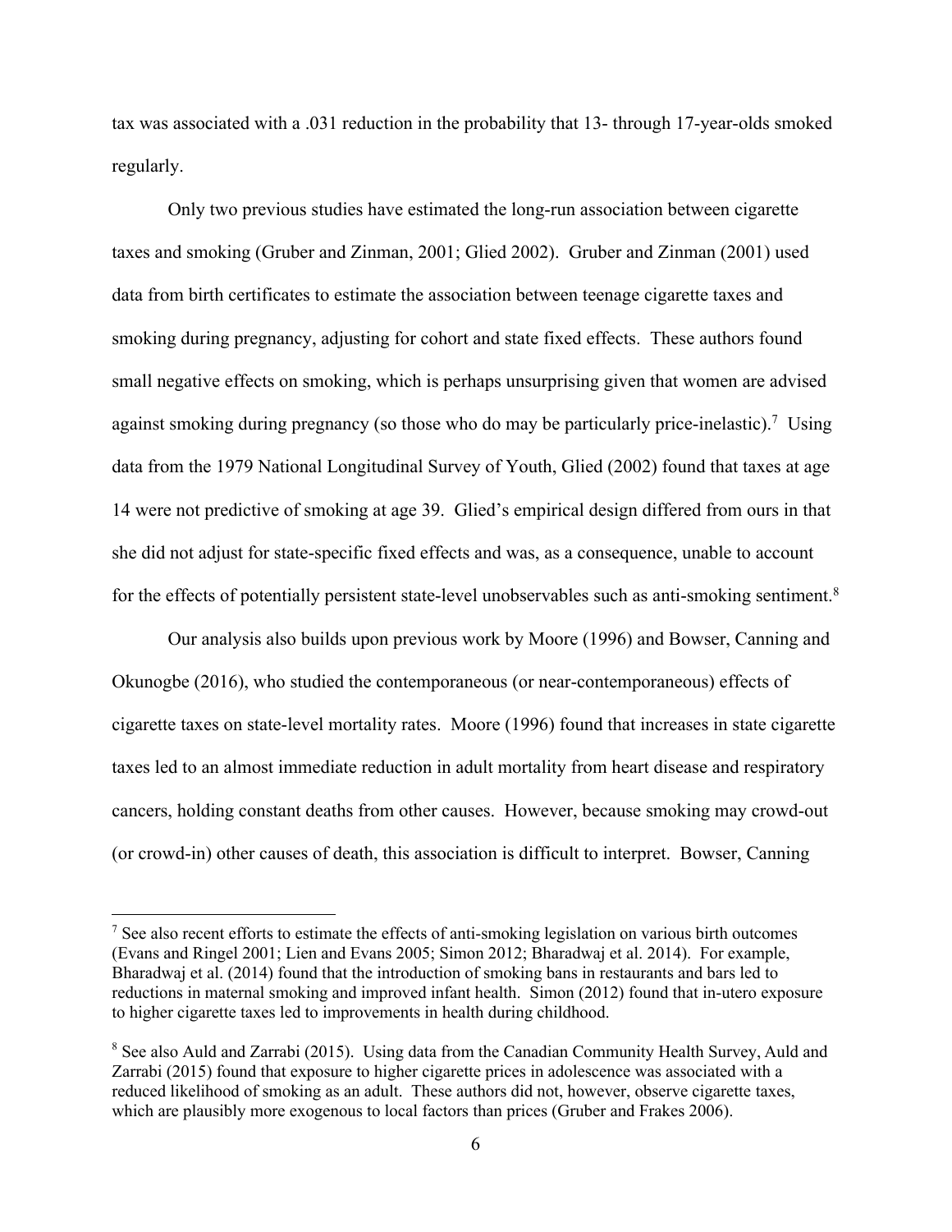tax was associated with a .031 reduction in the probability that 13- through 17-year-olds smoked regularly.

Only two previous studies have estimated the long-run association between cigarette taxes and smoking (Gruber and Zinman, 2001; Glied 2002). Gruber and Zinman (2001) used data from birth certificates to estimate the association between teenage cigarette taxes and smoking during pregnancy, adjusting for cohort and state fixed effects. These authors found small negative effects on smoking, which is perhaps unsurprising given that women are advised against smoking during pregnancy (so those who do may be particularly price-inelastic).[7] Using data from the 1979 National Longitudinal Survey of Youth, Glied (2002) found that taxes at age 14 were not predictive of smoking at age 39. Glied's empirical design differed from ours in that she did not adjust for state-specific fixed effects and was, as a consequence, unable to account for the effects of potentially persistent state-level unobservables such as anti-smoking sentiment.[8]

Our analysis also builds upon previous work by Moore (1996) and Bowser, Canning and Okunogbe (2016), who studied the contemporaneous (or near-contemporaneous) effects of cigarette taxes on state-level mortality rates. Moore (1996) found that increases in state cigarette taxes led to an almost immediate reduction in adult mortality from heart disease and respiratory cancers, holding constant deaths from other causes. However, because smoking may crowd-out (or crowd-in) other causes of death, this association is difficult to interpret. Bowser, Canning

---

[7] See also recent efforts to estimate the effects of anti-smoking legislation on various birth outcomes (Evans and Ringel 2001; Lien and Evans 2005; Simon 2012; Bharadwaj et al. 2014). For example, Bharadwaj et al. (2014) found that the introduction of smoking bans in restaurants and bars led to reductions in maternal smoking and improved infant health. Simon (2012) found that in-utero exposure to higher cigarette taxes led to improvements in health during childhood.

[8] See also Auld and Zarrabi (2015). Using data from the Canadian Community Health Survey, Auld and Zarrabi (2015) found that exposure to higher cigarette prices in adolescence was associated with a reduced likelihood of smoking as an adult. These authors did not, however, observe cigarette taxes, which are plausibly more exogenous to local factors than prices (Gruber and Frakes 2006).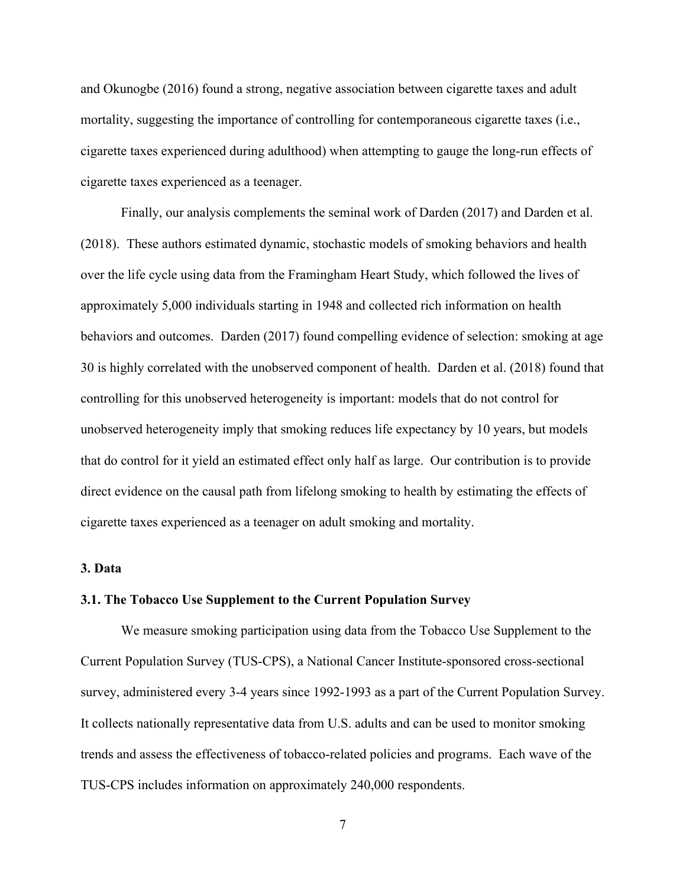and Okunogbe (2016) found a strong, negative association between cigarette taxes and adult mortality, suggesting the importance of controlling for contemporaneous cigarette taxes (i.e., cigarette taxes experienced during adulthood) when attempting to gauge the long-run effects of cigarette taxes experienced as a teenager.

Finally, our analysis complements the seminal work of Darden (2017) and Darden et al. (2018). These authors estimated dynamic, stochastic models of smoking behaviors and health over the life cycle using data from the Framingham Heart Study, which followed the lives of approximately 5,000 individuals starting in 1948 and collected rich information on health behaviors and outcomes. Darden (2017) found compelling evidence of selection: smoking at age 30 is highly correlated with the unobserved component of health. Darden et al. (2018) found that controlling for this unobserved heterogeneity is important: models that do not control for unobserved heterogeneity imply that smoking reduces life expectancy by 10 years, but models that do control for it yield an estimated effect only half as large. Our contribution is to provide direct evidence on the causal path from lifelong smoking to health by estimating the effects of cigarette taxes experienced as a teenager on adult smoking and mortality.

## 3. Data

### 3.1. The Tobacco Use Supplement to the Current Population Survey

We measure smoking participation using data from the Tobacco Use Supplement to the Current Population Survey (TUS-CPS), a National Cancer Institute-sponsored cross-sectional survey, administered every 3-4 years since 1992-1993 as a part of the Current Population Survey. It collects nationally representative data from U.S. adults and can be used to monitor smoking trends and assess the effectiveness of tobacco-related policies and programs. Each wave of the TUS-CPS includes information on approximately 240,000 respondents.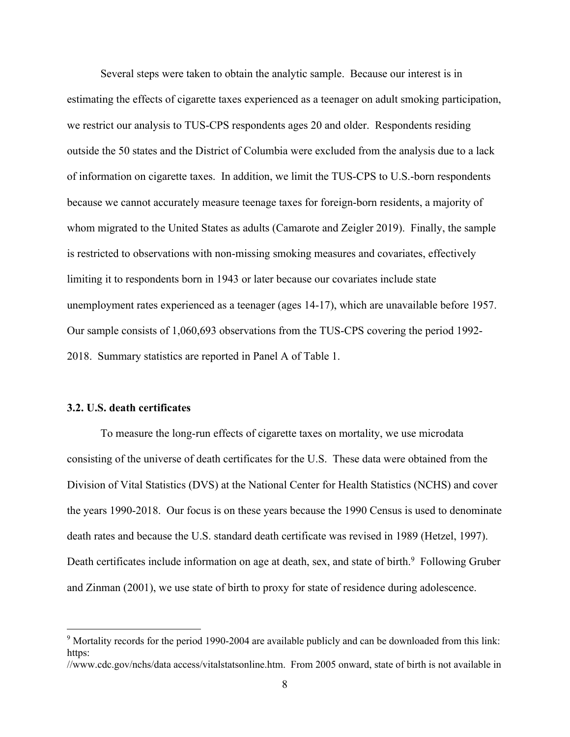Several steps were taken to obtain the analytic sample. Because our interest is in estimating the effects of cigarette taxes experienced as a teenager on adult smoking participation, we restrict our analysis to TUS-CPS respondents ages 20 and older. Respondents residing outside the 50 states and the District of Columbia were excluded from the analysis due to a lack of information on cigarette taxes. In addition, we limit the TUS-CPS to U.S.-born respondents because we cannot accurately measure teenage taxes for foreign-born residents, a majority of whom migrated to the United States as adults (Camarote and Zeigler 2019). Finally, the sample is restricted to observations with non-missing smoking measures and covariates, effectively limiting it to respondents born in 1943 or later because our covariates include state unemployment rates experienced as a teenager (ages 14-17), which are unavailable before 1957. Our sample consists of 1,060,693 observations from the TUS-CPS covering the period 1992-2018. Summary statistics are reported in Panel A of Table 1.

### 3.2. U.S. death certificates

To measure the long-run effects of cigarette taxes on mortality, we use microdata consisting of the universe of death certificates for the U.S. These data were obtained from the Division of Vital Statistics (DVS) at the National Center for Health Statistics (NCHS) and cover the years 1990-2018. Our focus is on these years because the 1990 Census is used to denominate death rates and because the U.S. standard death certificate was revised in 1989 (Hetzel, 1997). Death certificates include information on age at death, sex, and state of birth.[9] Following Gruber and Zinman (2001), we use state of birth to proxy for state of residence during adolescence.

---

[9] Mortality records for the period 1990-2004 are available publicly and can be downloaded from this link: https://www.cdc.gov/nchs/data access/vitalstatsonline.htm. From 2005 onward, state of birth is not available in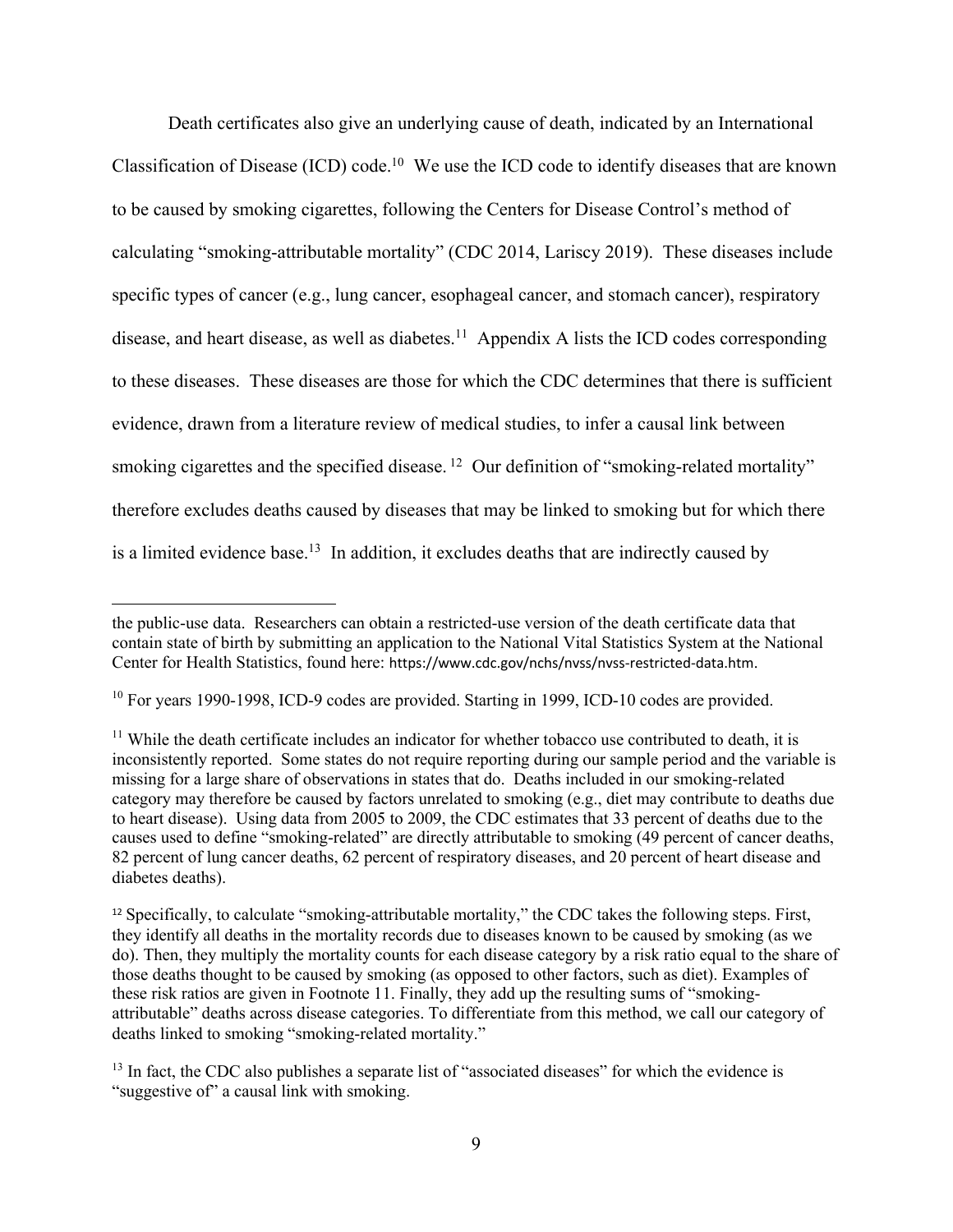Death certificates also give an underlying cause of death, indicated by an International Classification of Disease (ICD) code.[10] We use the ICD code to identify diseases that are known to be caused by smoking cigarettes, following the Centers for Disease Control's method of calculating "smoking-attributable mortality" (CDC 2014, Lariscy 2019). These diseases include specific types of cancer (e.g., lung cancer, esophageal cancer, and stomach cancer), respiratory disease, and heart disease, as well as diabetes.[11] Appendix A lists the ICD codes corresponding to these diseases. These diseases are those for which the CDC determines that there is sufficient evidence, drawn from a literature review of medical studies, to infer a causal link between smoking cigarettes and the specified disease.[12] Our definition of "smoking-related mortality" therefore excludes deaths caused by diseases that may be linked to smoking but for which there is a limited evidence base.[13] In addition, it excludes deaths that are indirectly caused by

---

the public-use data. Researchers can obtain a restricted-use version of the death certificate data that contain state of birth by submitting an application to the National Vital Statistics System at the National Center for Health Statistics, found here: https://www.cdc.gov/nchs/nvss/nvss-restricted-data.htm.

[10] For years 1990-1998, ICD-9 codes are provided. Starting in 1999, ICD-10 codes are provided.

[11] While the death certificate includes an indicator for whether tobacco use contributed to death, it is inconsistently reported. Some states do not require reporting during our sample period and the variable is missing for a large share of observations in states that do. Deaths included in our smoking-related category may therefore be caused by factors unrelated to smoking (e.g., diet may contribute to deaths due to heart disease). Using data from 2005 to 2009, the CDC estimates that 33 percent of deaths due to the causes used to define "smoking-related" are directly attributable to smoking (49 percent of cancer deaths, 82 percent of lung cancer deaths, 62 percent of respiratory diseases, and 20 percent of heart disease and diabetes deaths).

[12] Specifically, to calculate "smoking-attributable mortality," the CDC takes the following steps. First, they identify all deaths in the mortality records due to diseases known to be caused by smoking (as we do). Then, they multiply the mortality counts for each disease category by a risk ratio equal to the share of those deaths thought to be caused by smoking (as opposed to other factors, such as diet). Examples of these risk ratios are given in Footnote 11. Finally, they add up the resulting sums of "smoking-attributable" deaths across disease categories. To differentiate from this method, we call our category of deaths linked to smoking "smoking-related mortality."

[13] In fact, the CDC also publishes a separate list of "associated diseases" for which the evidence is "suggestive of" a causal link with smoking.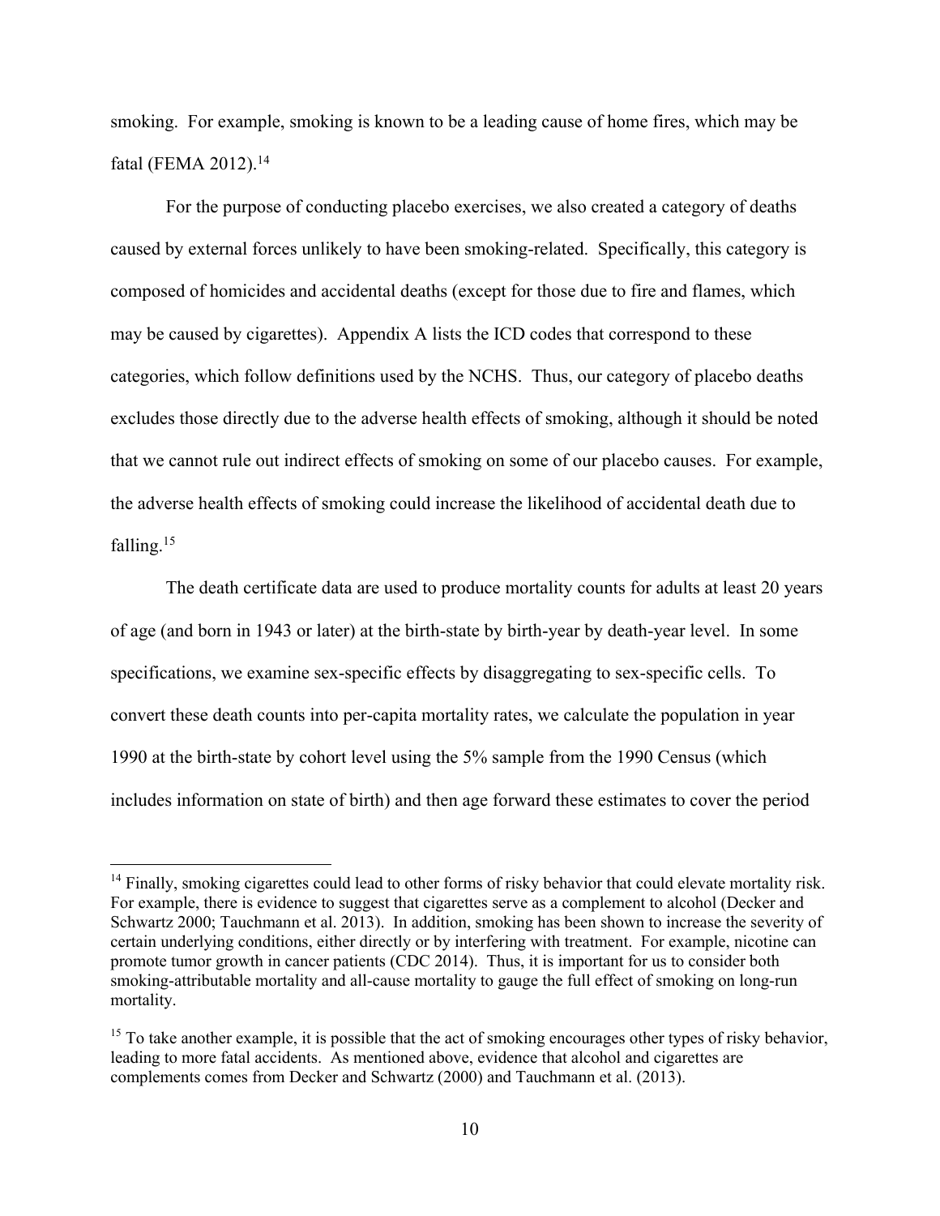smoking. For example, smoking is known to be a leading cause of home fires, which may be fatal (FEMA 2012).[14]

For the purpose of conducting placebo exercises, we also created a category of deaths caused by external forces unlikely to have been smoking-related. Specifically, this category is composed of homicides and accidental deaths (except for those due to fire and flames, which may be caused by cigarettes). Appendix A lists the ICD codes that correspond to these categories, which follow definitions used by the NCHS. Thus, our category of placebo deaths excludes those directly due to the adverse health effects of smoking, although it should be noted that we cannot rule out indirect effects of smoking on some of our placebo causes. For example, the adverse health effects of smoking could increase the likelihood of accidental death due to falling.[15]

The death certificate data are used to produce mortality counts for adults at least 20 years of age (and born in 1943 or later) at the birth-state by birth-year by death-year level. In some specifications, we examine sex-specific effects by disaggregating to sex-specific cells. To convert these death counts into per-capita mortality rates, we calculate the population in year 1990 at the birth-state by cohort level using the 5% sample from the 1990 Census (which includes information on state of birth) and then age forward these estimates to cover the period

---

[14] Finally, smoking cigarettes could lead to other forms of risky behavior that could elevate mortality risk. For example, there is evidence to suggest that cigarettes serve as a complement to alcohol (Decker and Schwartz 2000; Tauchmann et al. 2013). In addition, smoking has been shown to increase the severity of certain underlying conditions, either directly or by interfering with treatment. For example, nicotine can promote tumor growth in cancer patients (CDC 2014). Thus, it is important for us to consider both smoking-attributable mortality and all-cause mortality to gauge the full effect of smoking on long-run mortality.

[15] To take another example, it is possible that the act of smoking encourages other types of risky behavior, leading to more fatal accidents. As mentioned above, evidence that alcohol and cigarettes are complements comes from Decker and Schwartz (2000) and Tauchmann et al. (2013).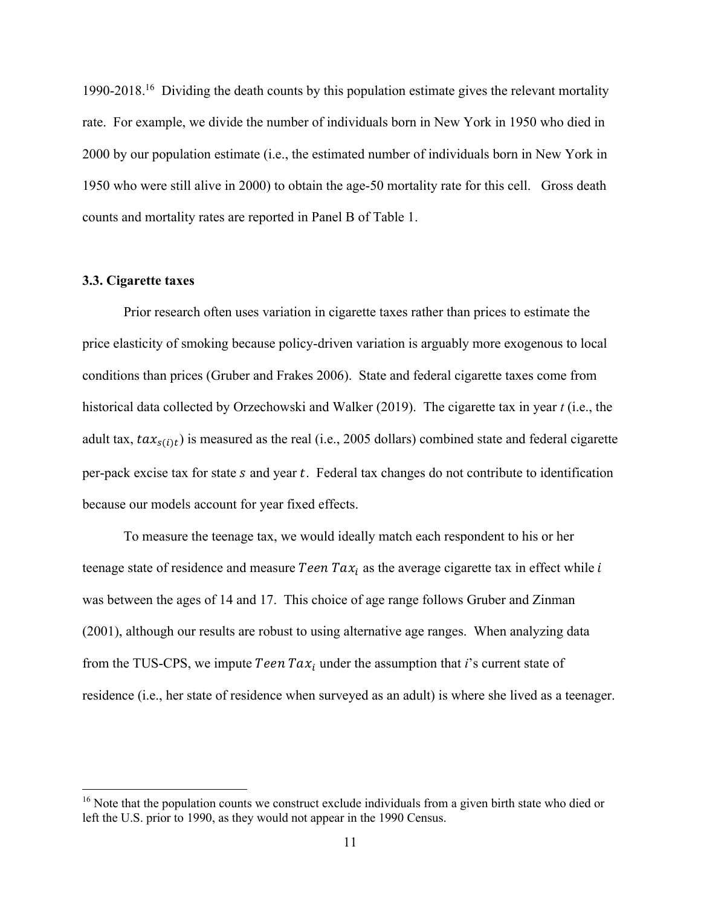1990-2018.[16] Dividing the death counts by this population estimate gives the relevant mortality rate. For example, we divide the number of individuals born in New York in 1950 who died in 2000 by our population estimate (i.e., the estimated number of individuals born in New York in 1950 who were still alive in 2000) to obtain the age-50 mortality rate for this cell. Gross death counts and mortality rates are reported in Panel B of Table 1.

### 3.3. Cigarette taxes

Prior research often uses variation in cigarette taxes rather than prices to estimate the price elasticity of smoking because policy-driven variation is arguably more exogenous to local conditions than prices (Gruber and Frakes 2006). State and federal cigarette taxes come from historical data collected by Orzechowski and Walker (2019). The cigarette tax in year *t* (i.e., the adult tax, $tax_{s(i)t}$) is measured as the real (i.e., 2005 dollars) combined state and federal cigarette per-pack excise tax for state $s$ and year $t$. Federal tax changes do not contribute to identification because our models account for year fixed effects.

To measure the teenage tax, we would ideally match each respondent to his or her teenage state of residence and measure $Teen\ Tax_i$ as the average cigarette tax in effect while $i$ was between the ages of 14 and 17. This choice of age range follows Gruber and Zinman (2001), although our results are robust to using alternative age ranges. When analyzing data from the TUS-CPS, we impute $Teen\ Tax_i$ under the assumption that *i*'s current state of residence (i.e., her state of residence when surveyed as an adult) is where she lived as a teenager.

[16] Note that the population counts we construct exclude individuals from a given birth state who died or left the U.S. prior to 1990, as they would not appear in the 1990 Census.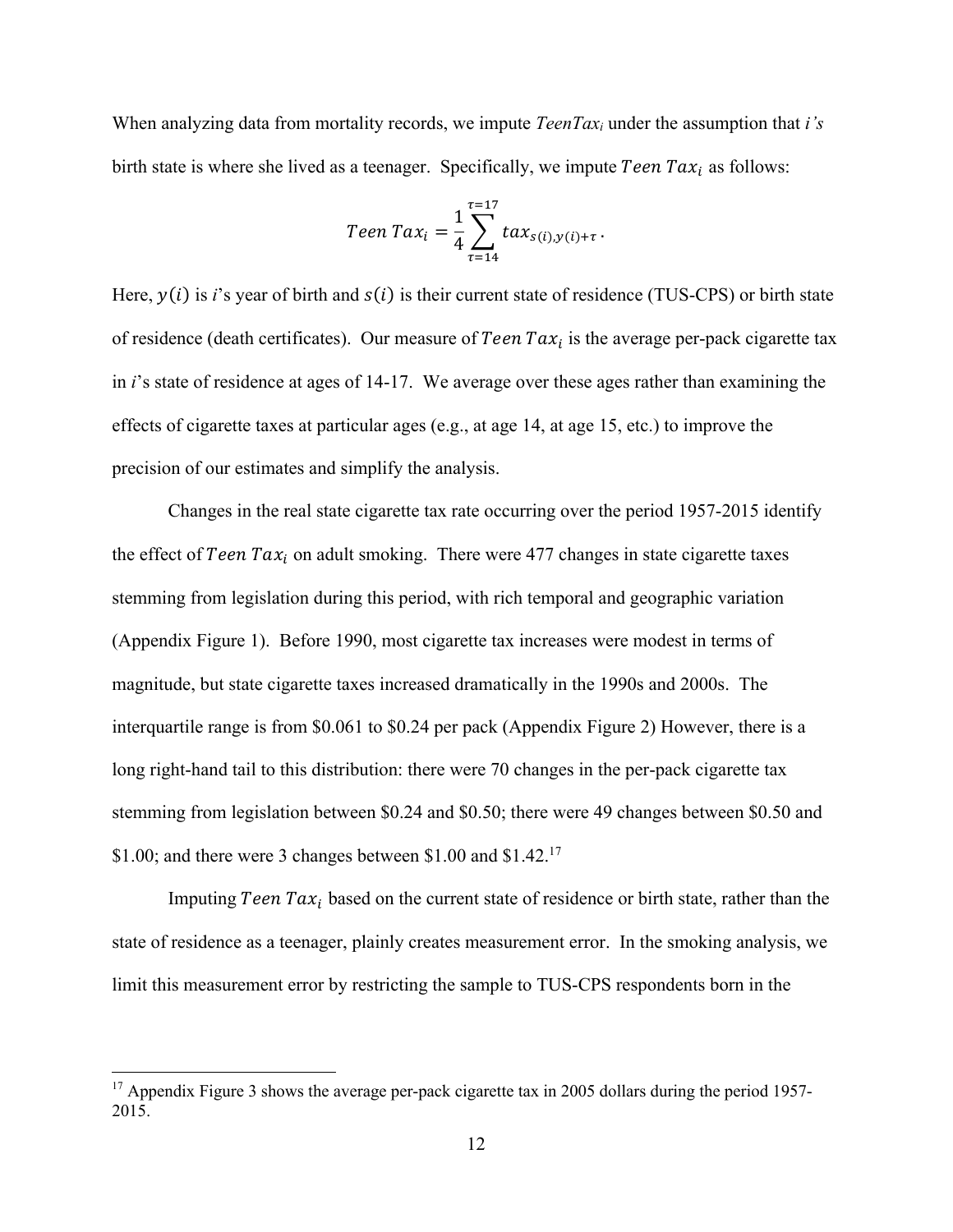When analyzing data from mortality records, we impute $TeenTax_i$ under the assumption that $i$'s birth state is where she lived as a teenager. Specifically, we impute $Teen\ Tax_i$ as follows:

$$Teen\ Tax_i = \frac{1}{4}\sum_{\tau=14}^{\tau=17} tax_{s(i),y(i)+\tau}\,.$$

Here, $y(i)$ is $i$'s year of birth and $s(i)$ is their current state of residence (TUS-CPS) or birth state of residence (death certificates). Our measure of $Teen\ Tax_i$ is the average per-pack cigarette tax in $i$'s state of residence at ages of 14-17. We average over these ages rather than examining the effects of cigarette taxes at particular ages (e.g., at age 14, at age 15, etc.) to improve the precision of our estimates and simplify the analysis.

Changes in the real state cigarette tax rate occurring over the period 1957-2015 identify the effect of $Teen\ Tax_i$ on adult smoking. There were 477 changes in state cigarette taxes stemming from legislation during this period, with rich temporal and geographic variation (Appendix Figure 1). Before 1990, most cigarette tax increases were modest in terms of magnitude, but state cigarette taxes increased dramatically in the 1990s and 2000s. The interquartile range is from \$0.061 to \$0.24 per pack (Appendix Figure 2) However, there is a long right-hand tail to this distribution: there were 70 changes in the per-pack cigarette tax stemming from legislation between \$0.24 and \$0.50; there were 49 changes between \$0.50 and \$1.00; and there were 3 changes between \$1.00 and \$1.42.[17]

Imputing $Teen\ Tax_i$ based on the current state of residence or birth state, rather than the state of residence as a teenager, plainly creates measurement error. In the smoking analysis, we limit this measurement error by restricting the sample to TUS-CPS respondents born in the

[17] Appendix Figure 3 shows the average per-pack cigarette tax in 2005 dollars during the period 1957-2015.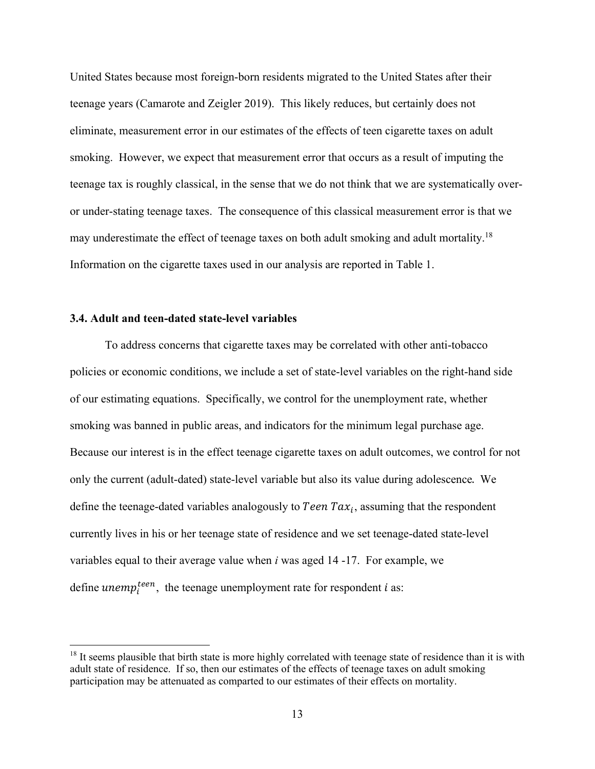United States because most foreign-born residents migrated to the United States after their teenage years (Camarote and Zeigler 2019). This likely reduces, but certainly does not eliminate, measurement error in our estimates of the effects of teen cigarette taxes on adult smoking. However, we expect that measurement error that occurs as a result of imputing the teenage tax is roughly classical, in the sense that we do not think that we are systematically over- or under-stating teenage taxes. The consequence of this classical measurement error is that we may underestimate the effect of teenage taxes on both adult smoking and adult mortality.[18] Information on the cigarette taxes used in our analysis are reported in Table 1.

### 3.4. Adult and teen-dated state-level variables

To address concerns that cigarette taxes may be correlated with other anti-tobacco policies or economic conditions, we include a set of state-level variables on the right-hand side of our estimating equations. Specifically, we control for the unemployment rate, whether smoking was banned in public areas, and indicators for the minimum legal purchase age. Because our interest is in the effect teenage cigarette taxes on adult outcomes, we control for not only the current (adult-dated) state-level variable but also its value during adolescence. We define the teenage-dated variables analogously to $Teen\ Tax_i$, assuming that the respondent currently lives in his or her teenage state of residence and we set teenage-dated state-level variables equal to their average value when *i* was aged 14 -17. For example, we define $unemp_i^{teen}$, the teenage unemployment rate for respondent $i$ as:

[18] It seems plausible that birth state is more highly correlated with teenage state of residence than it is with adult state of residence. If so, then our estimates of the effects of teenage taxes on adult smoking participation may be attenuated as comparted to our estimates of their effects on mortality.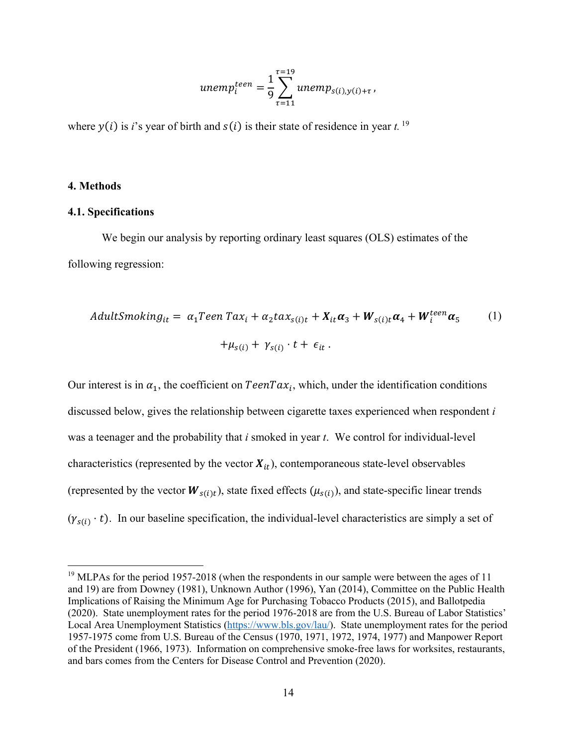$$unemp_i^{teen} = \frac{1}{9}\sum_{\tau=11}^{\tau=19} unemp_{s(i),y(i)+\tau} \, ,$$

where $y(i)$ is $i$'s year of birth and $s(i)$ is their state of residence in year *t*. [19]

## 4. Methods

### 4.1. Specifications

We begin our analysis by reporting ordinary least squares (OLS) estimates of the following regression:

$$AdultSmoking_{it} = \alpha_1 Teen\,Tax_i + \alpha_2 tax_{s(i)t} + \boldsymbol{X}_{it}\boldsymbol{\alpha}_3 + \boldsymbol{W}_{s(i)t}\boldsymbol{\alpha}_4 + \boldsymbol{W}_i^{teen}\boldsymbol{\alpha}_5 \qquad (1)$$

$$+\mu_{s(i)} + \gamma_{s(i)} \cdot t + \epsilon_{it} \, .$$

Our interest is in $\alpha_1$, the coefficient on $TeenTax_i$, which, under the identification conditions discussed below, gives the relationship between cigarette taxes experienced when respondent *i* was a teenager and the probability that *i* smoked in year *t*. We control for individual-level characteristics (represented by the vector $\boldsymbol{X}_{it}$), contemporaneous state-level observables (represented by the vector $\boldsymbol{W}_{s(i)t}$), state fixed effects ($\mu_{s(i)}$), and state-specific linear trends ($\gamma_{s(i)} \cdot t$). In our baseline specification, the individual-level characteristics are simply a set of

[19] MLPAs for the period 1957-2018 (when the respondents in our sample were between the ages of 11 and 19) are from Downey (1981), Unknown Author (1996), Yan (2014), Committee on the Public Health Implications of Raising the Minimum Age for Purchasing Tobacco Products (2015), and Ballotpedia (2020). State unemployment rates for the period 1976-2018 are from the U.S. Bureau of Labor Statistics' Local Area Unemployment Statistics (https://www.bls.gov/lau/). State unemployment rates for the period 1957-1975 come from U.S. Bureau of the Census (1970, 1971, 1972, 1974, 1977) and Manpower Report of the President (1966, 1973). Information on comprehensive smoke-free laws for worksites, restaurants, and bars comes from the Centers for Disease Control and Prevention (2020).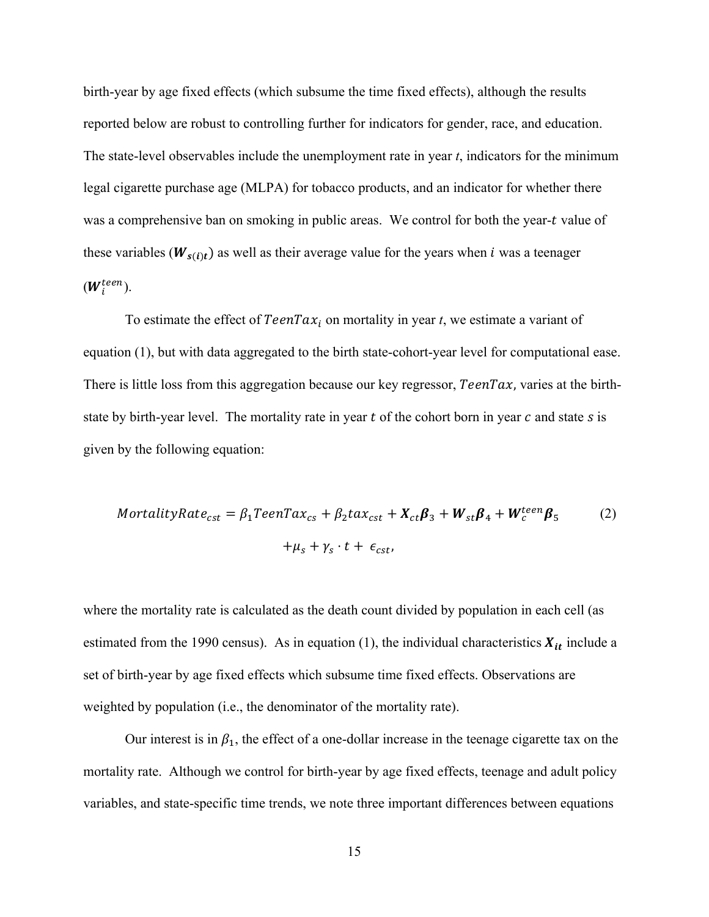birth-year by age fixed effects (which subsume the time fixed effects), although the results reported below are robust to controlling further for indicators for gender, race, and education. The state-level observables include the unemployment rate in year *t*, indicators for the minimum legal cigarette purchase age (MLPA) for tobacco products, and an indicator for whether there was a comprehensive ban on smoking in public areas. We control for both the year-$t$ value of these variables ($\boldsymbol{W}_{s(i)t}$) as well as their average value for the years when $i$ was a teenager ($\boldsymbol{W}_i^{teen}$).

To estimate the effect of $TeenTax_i$ on mortality in year *t*, we estimate a variant of equation (1), but with data aggregated to the birth state-cohort-year level for computational ease. There is little loss from this aggregation because our key regressor, $TeenTax$, varies at the birth-state by birth-year level. The mortality rate in year $t$ of the cohort born in year $c$ and state $s$ is given by the following equation:

$$MortalityRate_{cst} = \beta_1 TeenTax_{cs} + \beta_2 tax_{cst} + \boldsymbol{X}_{ct}\boldsymbol{\beta}_3 + \boldsymbol{W}_{st}\boldsymbol{\beta}_4 + \boldsymbol{W}_c^{teen}\boldsymbol{\beta}_5 + \mu_s + \gamma_s \cdot t + \epsilon_{cst}, \qquad (2)$$

where the mortality rate is calculated as the death count divided by population in each cell (as estimated from the 1990 census). As in equation (1), the individual characteristics $\boldsymbol{X}_{it}$ include a set of birth-year by age fixed effects which subsume time fixed effects. Observations are weighted by population (i.e., the denominator of the mortality rate).

Our interest is in $\beta_1$, the effect of a one-dollar increase in the teenage cigarette tax on the mortality rate. Although we control for birth-year by age fixed effects, teenage and adult policy variables, and state-specific time trends, we note three important differences between equations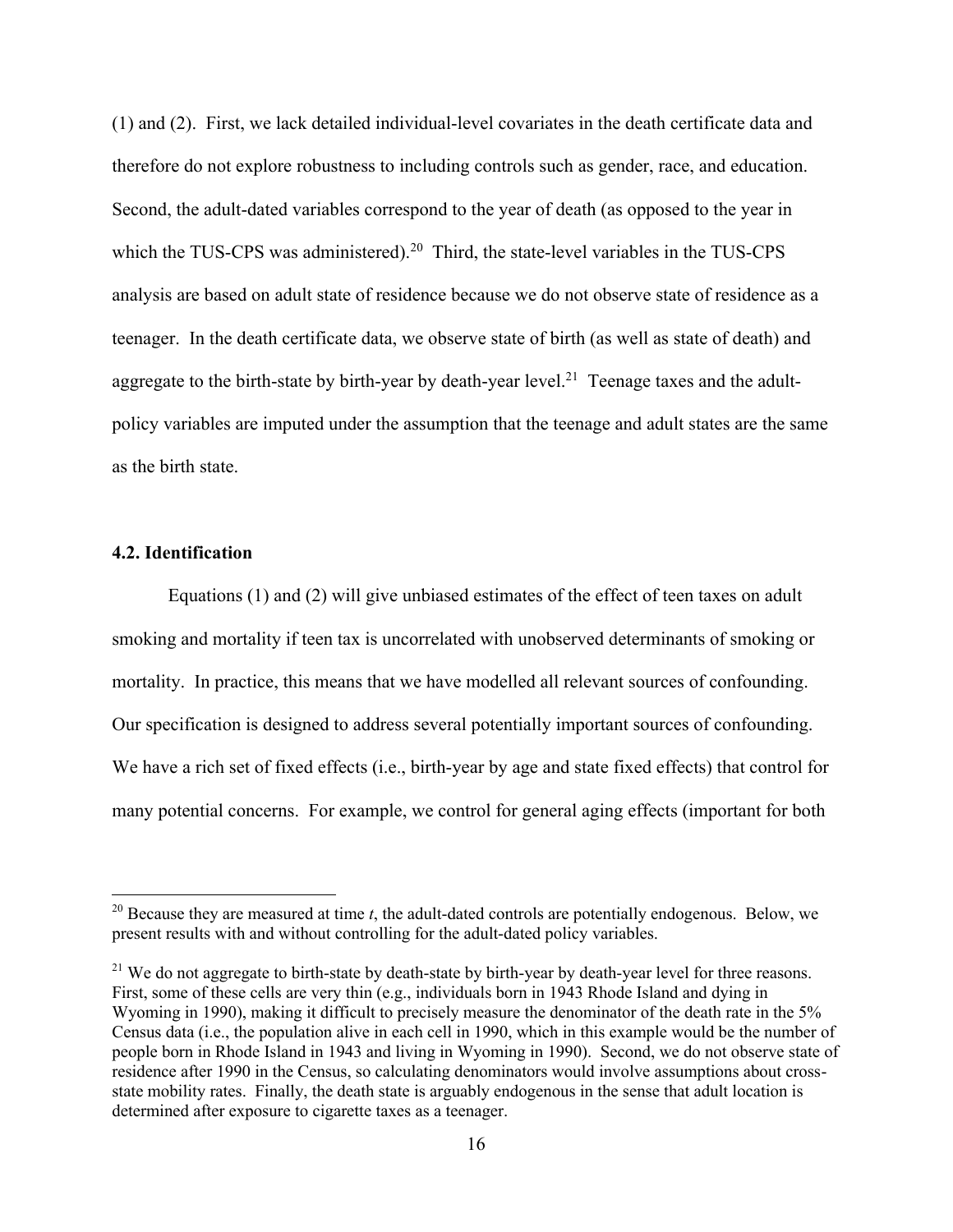(1) and (2). First, we lack detailed individual-level covariates in the death certificate data and therefore do not explore robustness to including controls such as gender, race, and education. Second, the adult-dated variables correspond to the year of death (as opposed to the year in which the TUS-CPS was administered).[20] Third, the state-level variables in the TUS-CPS analysis are based on adult state of residence because we do not observe state of residence as a teenager. In the death certificate data, we observe state of birth (as well as state of death) and aggregate to the birth-state by birth-year by death-year level.[21] Teenage taxes and the adult-policy variables are imputed under the assumption that the teenage and adult states are the same as the birth state.

### 4.2. Identification

Equations (1) and (2) will give unbiased estimates of the effect of teen taxes on adult smoking and mortality if teen tax is uncorrelated with unobserved determinants of smoking or mortality. In practice, this means that we have modelled all relevant sources of confounding. Our specification is designed to address several potentially important sources of confounding. We have a rich set of fixed effects (i.e., birth-year by age and state fixed effects) that control for many potential concerns. For example, we control for general aging effects (important for both

---

[20] Because they are measured at time *t*, the adult-dated controls are potentially endogenous. Below, we present results with and without controlling for the adult-dated policy variables.

[21] We do not aggregate to birth-state by death-state by birth-year by death-year level for three reasons. First, some of these cells are very thin (e.g., individuals born in 1943 Rhode Island and dying in Wyoming in 1990), making it difficult to precisely measure the denominator of the death rate in the 5% Census data (i.e., the population alive in each cell in 1990, which in this example would be the number of people born in Rhode Island in 1943 and living in Wyoming in 1990). Second, we do not observe state of residence after 1990 in the Census, so calculating denominators would involve assumptions about cross-state mobility rates. Finally, the death state is arguably endogenous in the sense that adult location is determined after exposure to cigarette taxes as a teenager.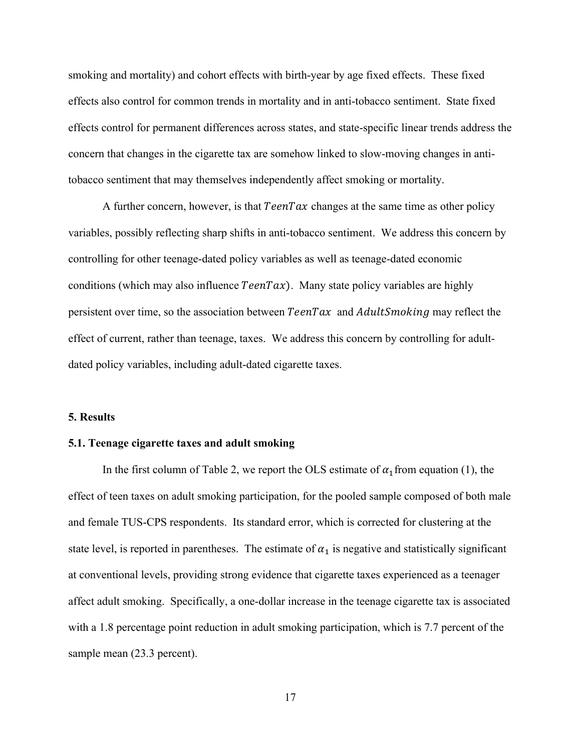smoking and mortality) and cohort effects with birth-year by age fixed effects. These fixed effects also control for common trends in mortality and in anti-tobacco sentiment. State fixed effects control for permanent differences across states, and state-specific linear trends address the concern that changes in the cigarette tax are somehow linked to slow-moving changes in anti-tobacco sentiment that may themselves independently affect smoking or mortality.

A further concern, however, is that $TeenTax$ changes at the same time as other policy variables, possibly reflecting sharp shifts in anti-tobacco sentiment. We address this concern by controlling for other teenage-dated policy variables as well as teenage-dated economic conditions (which may also influence $TeenTax$). Many state policy variables are highly persistent over time, so the association between $TeenTax$ and $AdultSmoking$ may reflect the effect of current, rather than teenage, taxes. We address this concern by controlling for adult-dated policy variables, including adult-dated cigarette taxes.

## 5. Results

### 5.1. Teenage cigarette taxes and adult smoking

In the first column of Table 2, we report the OLS estimate of $\alpha_1$ from equation (1), the effect of teen taxes on adult smoking participation, for the pooled sample composed of both male and female TUS-CPS respondents. Its standard error, which is corrected for clustering at the state level, is reported in parentheses. The estimate of $\alpha_1$ is negative and statistically significant at conventional levels, providing strong evidence that cigarette taxes experienced as a teenager affect adult smoking. Specifically, a one-dollar increase in the teenage cigarette tax is associated with a 1.8 percentage point reduction in adult smoking participation, which is 7.7 percent of the sample mean (23.3 percent).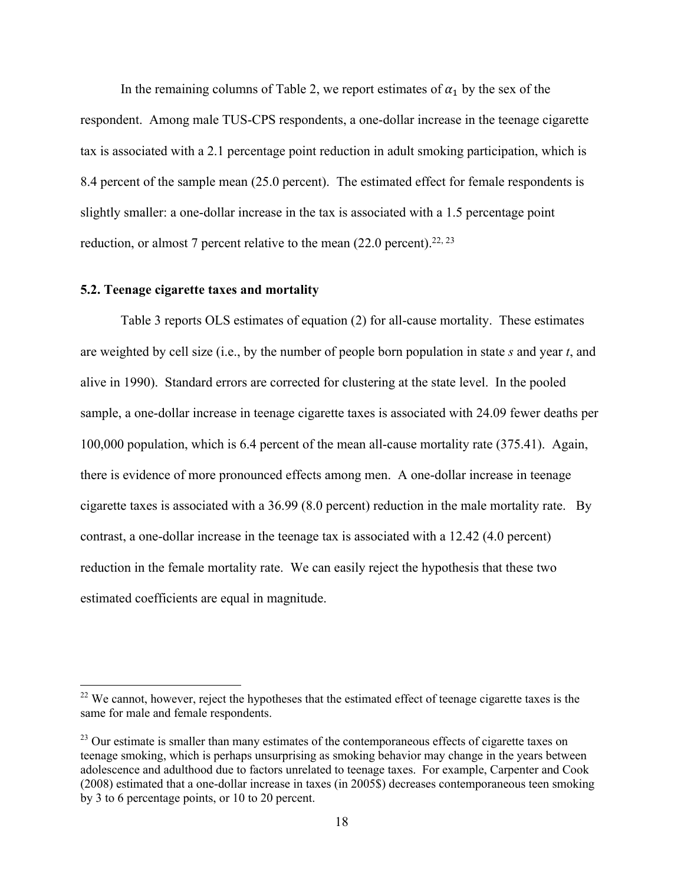In the remaining columns of Table 2, we report estimates of $\alpha_1$ by the sex of the respondent. Among male TUS-CPS respondents, a one-dollar increase in the teenage cigarette tax is associated with a 2.1 percentage point reduction in adult smoking participation, which is 8.4 percent of the sample mean (25.0 percent). The estimated effect for female respondents is slightly smaller: a one-dollar increase in the tax is associated with a 1.5 percentage point reduction, or almost 7 percent relative to the mean (22.0 percent).[22, 23]

### 5.2. Teenage cigarette taxes and mortality

Table 3 reports OLS estimates of equation (2) for all-cause mortality. These estimates are weighted by cell size (i.e., by the number of people born population in state *s* and year *t*, and alive in 1990). Standard errors are corrected for clustering at the state level. In the pooled sample, a one-dollar increase in teenage cigarette taxes is associated with 24.09 fewer deaths per 100,000 population, which is 6.4 percent of the mean all-cause mortality rate (375.41). Again, there is evidence of more pronounced effects among men. A one-dollar increase in teenage cigarette taxes is associated with a 36.99 (8.0 percent) reduction in the male mortality rate. By contrast, a one-dollar increase in the teenage tax is associated with a 12.42 (4.0 percent) reduction in the female mortality rate. We can easily reject the hypothesis that these two estimated coefficients are equal in magnitude.

---

[22] We cannot, however, reject the hypotheses that the estimated effect of teenage cigarette taxes is the same for male and female respondents.

[23] Our estimate is smaller than many estimates of the contemporaneous effects of cigarette taxes on teenage smoking, which is perhaps unsurprising as smoking behavior may change in the years between adolescence and adulthood due to factors unrelated to teenage taxes. For example, Carpenter and Cook (2008) estimated that a one-dollar increase in taxes (in 2005$) decreases contemporaneous teen smoking by 3 to 6 percentage points, or 10 to 20 percent.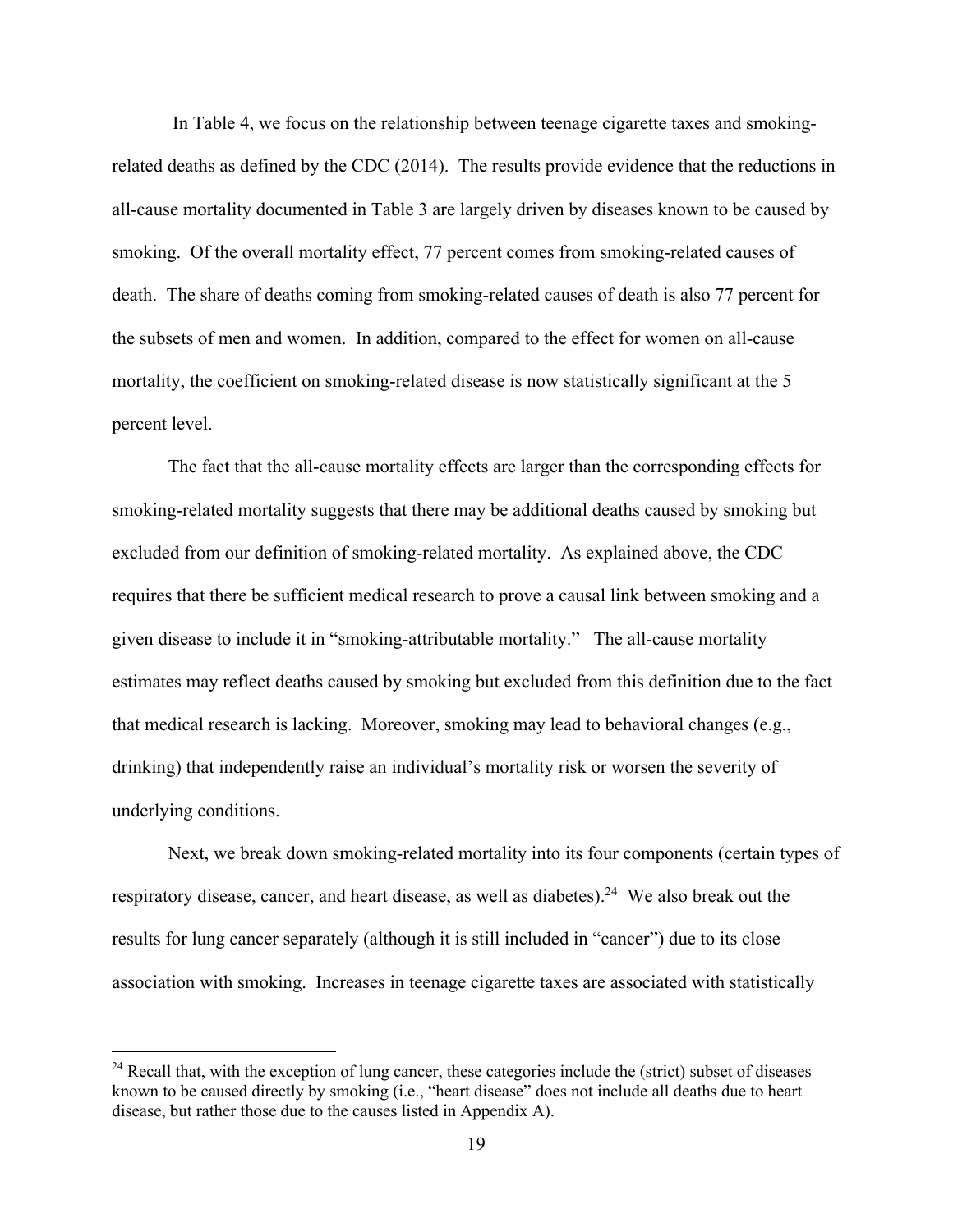In Table 4, we focus on the relationship between teenage cigarette taxes and smoking-related deaths as defined by the CDC (2014). The results provide evidence that the reductions in all-cause mortality documented in Table 3 are largely driven by diseases known to be caused by smoking. Of the overall mortality effect, 77 percent comes from smoking-related causes of death. The share of deaths coming from smoking-related causes of death is also 77 percent for the subsets of men and women. In addition, compared to the effect for women on all-cause mortality, the coefficient on smoking-related disease is now statistically significant at the 5 percent level.

The fact that the all-cause mortality effects are larger than the corresponding effects for smoking-related mortality suggests that there may be additional deaths caused by smoking but excluded from our definition of smoking-related mortality. As explained above, the CDC requires that there be sufficient medical research to prove a causal link between smoking and a given disease to include it in "smoking-attributable mortality." The all-cause mortality estimates may reflect deaths caused by smoking but excluded from this definition due to the fact that medical research is lacking. Moreover, smoking may lead to behavioral changes (e.g., drinking) that independently raise an individual's mortality risk or worsen the severity of underlying conditions.

Next, we break down smoking-related mortality into its four components (certain types of respiratory disease, cancer, and heart disease, as well as diabetes).[24] We also break out the results for lung cancer separately (although it is still included in "cancer") due to its close association with smoking. Increases in teenage cigarette taxes are associated with statistically

[24] Recall that, with the exception of lung cancer, these categories include the (strict) subset of diseases known to be caused directly by smoking (i.e., "heart disease" does not include all deaths due to heart disease, but rather those due to the causes listed in Appendix A).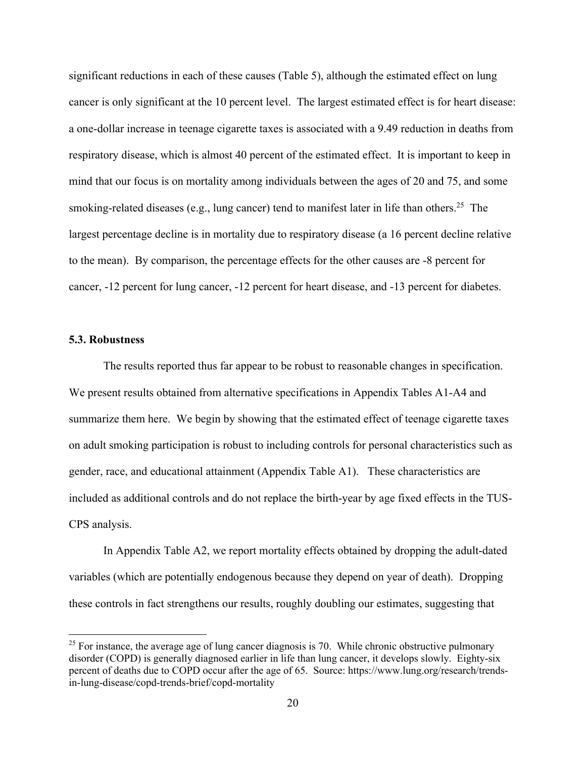significant reductions in each of these causes (Table 5), although the estimated effect on lung cancer is only significant at the 10 percent level. The largest estimated effect is for heart disease: a one-dollar increase in teenage cigarette taxes is associated with a 9.49 reduction in deaths from respiratory disease, which is almost 40 percent of the estimated effect. It is important to keep in mind that our focus is on mortality among individuals between the ages of 20 and 75, and some smoking-related diseases (e.g., lung cancer) tend to manifest later in life than others.[25] The largest percentage decline is in mortality due to respiratory disease (a 16 percent decline relative to the mean). By comparison, the percentage effects for the other causes are -8 percent for cancer, -12 percent for lung cancer, -12 percent for heart disease, and -13 percent for diabetes.

### 5.3. Robustness

The results reported thus far appear to be robust to reasonable changes in specification. We present results obtained from alternative specifications in Appendix Tables A1-A4 and summarize them here. We begin by showing that the estimated effect of teenage cigarette taxes on adult smoking participation is robust to including controls for personal characteristics such as gender, race, and educational attainment (Appendix Table A1). These characteristics are included as additional controls and do not replace the birth-year by age fixed effects in the TUS-CPS analysis.

In Appendix Table A2, we report mortality effects obtained by dropping the adult-dated variables (which are potentially endogenous because they depend on year of death). Dropping these controls in fact strengthens our results, roughly doubling our estimates, suggesting that

[25] For instance, the average age of lung cancer diagnosis is 70. While chronic obstructive pulmonary disorder (COPD) is generally diagnosed earlier in life than lung cancer, it develops slowly. Eighty-six percent of deaths due to COPD occur after the age of 65. Source: https://www.lung.org/research/trends-in-lung-disease/copd-trends-brief/copd-mortality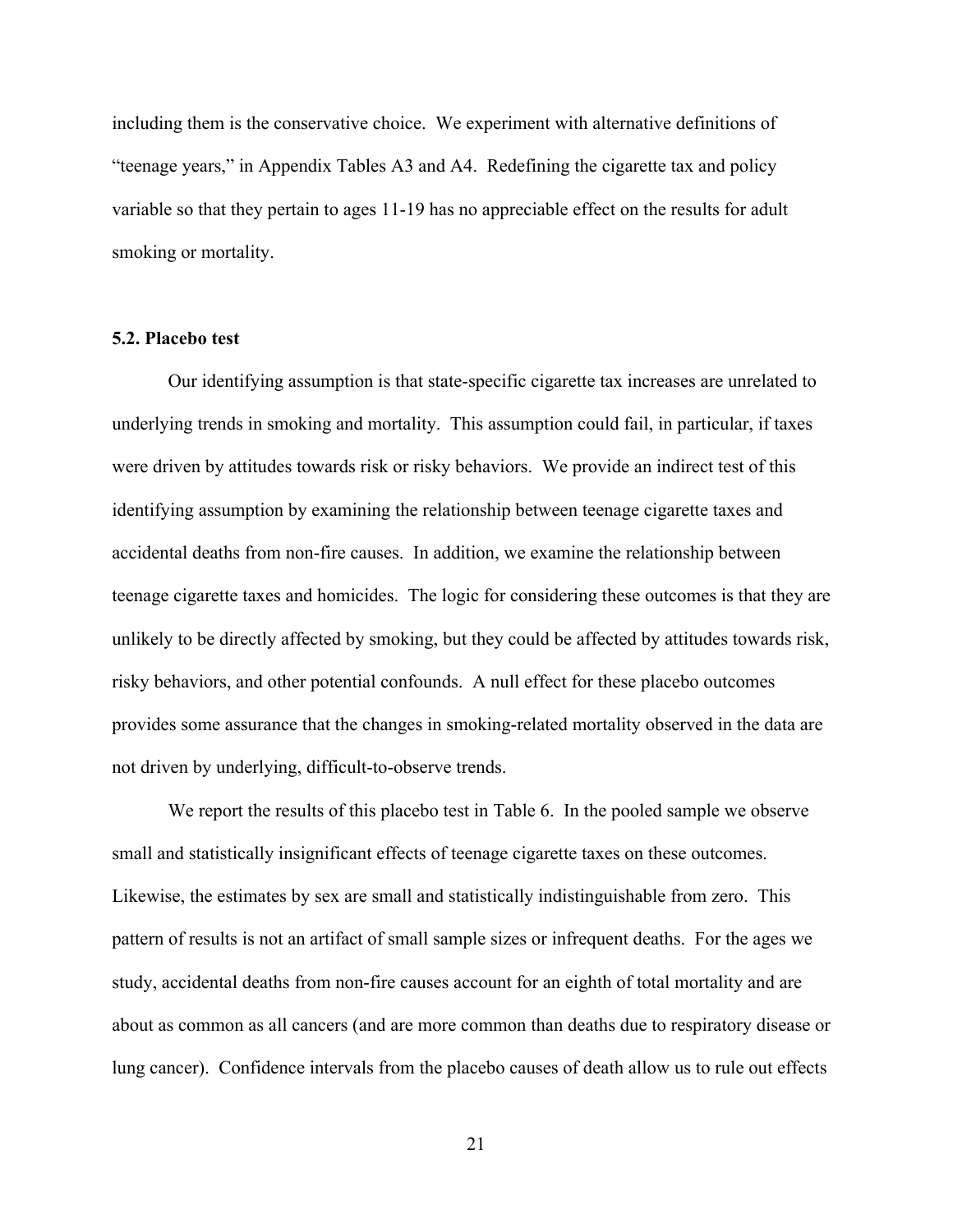including them is the conservative choice. We experiment with alternative definitions of "teenage years," in Appendix Tables A3 and A4. Redefining the cigarette tax and policy variable so that they pertain to ages 11-19 has no appreciable effect on the results for adult smoking or mortality.

### 5.2. Placebo test

Our identifying assumption is that state-specific cigarette tax increases are unrelated to underlying trends in smoking and mortality. This assumption could fail, in particular, if taxes were driven by attitudes towards risk or risky behaviors. We provide an indirect test of this identifying assumption by examining the relationship between teenage cigarette taxes and accidental deaths from non-fire causes. In addition, we examine the relationship between teenage cigarette taxes and homicides. The logic for considering these outcomes is that they are unlikely to be directly affected by smoking, but they could be affected by attitudes towards risk, risky behaviors, and other potential confounds. A null effect for these placebo outcomes provides some assurance that the changes in smoking-related mortality observed in the data are not driven by underlying, difficult-to-observe trends.

We report the results of this placebo test in Table 6. In the pooled sample we observe small and statistically insignificant effects of teenage cigarette taxes on these outcomes. Likewise, the estimates by sex are small and statistically indistinguishable from zero. This pattern of results is not an artifact of small sample sizes or infrequent deaths. For the ages we study, accidental deaths from non-fire causes account for an eighth of total mortality and are about as common as all cancers (and are more common than deaths due to respiratory disease or lung cancer). Confidence intervals from the placebo causes of death allow us to rule out effects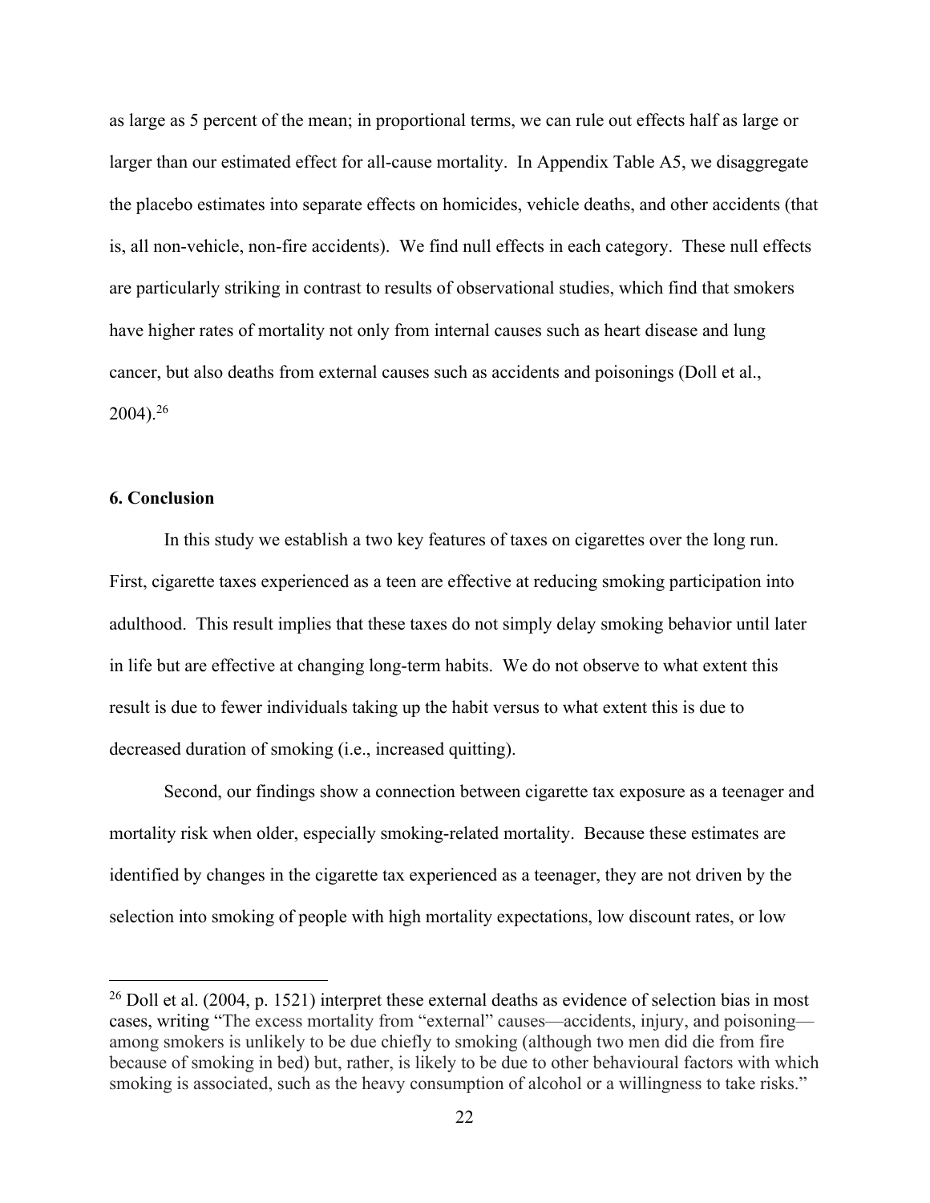as large as 5 percent of the mean; in proportional terms, we can rule out effects half as large or larger than our estimated effect for all-cause mortality. In Appendix Table A5, we disaggregate the placebo estimates into separate effects on homicides, vehicle deaths, and other accidents (that is, all non-vehicle, non-fire accidents). We find null effects in each category. These null effects are particularly striking in contrast to results of observational studies, which find that smokers have higher rates of mortality not only from internal causes such as heart disease and lung cancer, but also deaths from external causes such as accidents and poisonings (Doll et al., 2004).[26]

## 6. Conclusion

In this study we establish a two key features of taxes on cigarettes over the long run. First, cigarette taxes experienced as a teen are effective at reducing smoking participation into adulthood. This result implies that these taxes do not simply delay smoking behavior until later in life but are effective at changing long-term habits. We do not observe to what extent this result is due to fewer individuals taking up the habit versus to what extent this is due to decreased duration of smoking (i.e., increased quitting).

Second, our findings show a connection between cigarette tax exposure as a teenager and mortality risk when older, especially smoking-related mortality. Because these estimates are identified by changes in the cigarette tax experienced as a teenager, they are not driven by the selection into smoking of people with high mortality expectations, low discount rates, or low

[26] Doll et al. (2004, p. 1521) interpret these external deaths as evidence of selection bias in most cases, writing "The excess mortality from "external" causes—accidents, injury, and poisoning—among smokers is unlikely to be due chiefly to smoking (although two men did die from fire because of smoking in bed) but, rather, is likely to be due to other behavioural factors with which smoking is associated, such as the heavy consumption of alcohol or a willingness to take risks."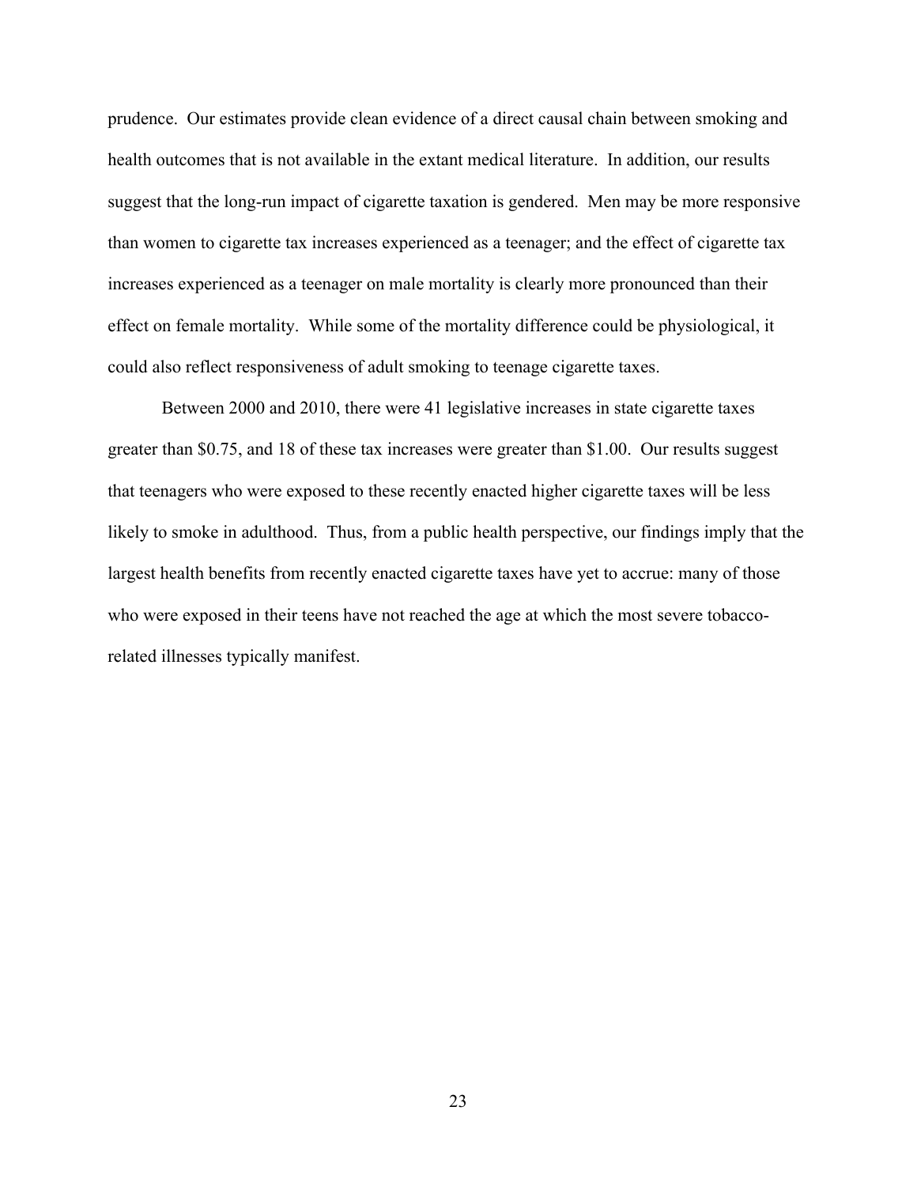prudence. Our estimates provide clean evidence of a direct causal chain between smoking and health outcomes that is not available in the extant medical literature. In addition, our results suggest that the long-run impact of cigarette taxation is gendered. Men may be more responsive than women to cigarette tax increases experienced as a teenager; and the effect of cigarette tax increases experienced as a teenager on male mortality is clearly more pronounced than their effect on female mortality. While some of the mortality difference could be physiological, it could also reflect responsiveness of adult smoking to teenage cigarette taxes.

Between 2000 and 2010, there were 41 legislative increases in state cigarette taxes greater than $0.75, and 18 of these tax increases were greater than $1.00. Our results suggest that teenagers who were exposed to these recently enacted higher cigarette taxes will be less likely to smoke in adulthood. Thus, from a public health perspective, our findings imply that the largest health benefits from recently enacted cigarette taxes have yet to accrue: many of those who were exposed in their teens have not reached the age at which the most severe tobacco-related illnesses typically manifest.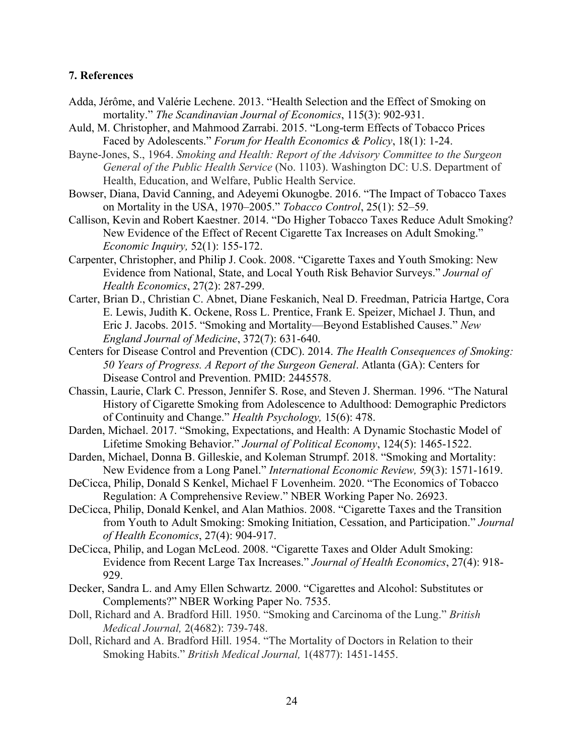### 7. References

Adda, Jérôme, and Valérie Lechene. 2013. "Health Selection and the Effect of Smoking on mortality." *The Scandinavian Journal of Economics*, 115(3): 902-931.

Auld, M. Christopher, and Mahmood Zarrabi. 2015. "Long-term Effects of Tobacco Prices Faced by Adolescents." *Forum for Health Economics & Policy*, 18(1): 1-24.

Bayne-Jones, S., 1964. *Smoking and Health: Report of the Advisory Committee to the Surgeon General of the Public Health Service* (No. 1103). Washington DC: U.S. Department of Health, Education, and Welfare, Public Health Service.

Bowser, Diana, David Canning, and Adeyemi Okunogbe. 2016. "The Impact of Tobacco Taxes on Mortality in the USA, 1970–2005." *Tobacco Control*, 25(1): 52–59.

Callison, Kevin and Robert Kaestner. 2014. "Do Higher Tobacco Taxes Reduce Adult Smoking? New Evidence of the Effect of Recent Cigarette Tax Increases on Adult Smoking." *Economic Inquiry,* 52(1): 155-172.

Carpenter, Christopher, and Philip J. Cook. 2008. "Cigarette Taxes and Youth Smoking: New Evidence from National, State, and Local Youth Risk Behavior Surveys." *Journal of Health Economics*, 27(2): 287-299.

Carter, Brian D., Christian C. Abnet, Diane Feskanich, Neal D. Freedman, Patricia Hartge, Cora E. Lewis, Judith K. Ockene, Ross L. Prentice, Frank E. Speizer, Michael J. Thun, and Eric J. Jacobs. 2015. "Smoking and Mortality—Beyond Established Causes." *New England Journal of Medicine*, 372(7): 631-640.

Centers for Disease Control and Prevention (CDC). 2014. *The Health Consequences of Smoking: 50 Years of Progress. A Report of the Surgeon General*. Atlanta (GA): Centers for Disease Control and Prevention. PMID: 2445578.

Chassin, Laurie, Clark C. Presson, Jennifer S. Rose, and Steven J. Sherman. 1996. "The Natural History of Cigarette Smoking from Adolescence to Adulthood: Demographic Predictors of Continuity and Change." *Health Psychology,* 15(6): 478.

Darden, Michael. 2017. "Smoking, Expectations, and Health: A Dynamic Stochastic Model of Lifetime Smoking Behavior." *Journal of Political Economy*, 124(5): 1465-1522.

Darden, Michael, Donna B. Gilleskie, and Koleman Strumpf. 2018. "Smoking and Mortality: New Evidence from a Long Panel." *International Economic Review,* 59(3): 1571-1619.

DeCicca, Philip, Donald S Kenkel, Michael F Lovenheim. 2020. "The Economics of Tobacco Regulation: A Comprehensive Review." NBER Working Paper No. 26923.

DeCicca, Philip, Donald Kenkel, and Alan Mathios. 2008. "Cigarette Taxes and the Transition from Youth to Adult Smoking: Smoking Initiation, Cessation, and Participation." *Journal of Health Economics*, 27(4): 904-917.

DeCicca, Philip, and Logan McLeod. 2008. "Cigarette Taxes and Older Adult Smoking: Evidence from Recent Large Tax Increases." *Journal of Health Economics*, 27(4): 918-929.

Decker, Sandra L. and Amy Ellen Schwartz. 2000. "Cigarettes and Alcohol: Substitutes or Complements?" NBER Working Paper No. 7535.

Doll, Richard and A. Bradford Hill. 1950. "Smoking and Carcinoma of the Lung." *British Medical Journal,* 2(4682): 739-748.

Doll, Richard and A. Bradford Hill. 1954. "The Mortality of Doctors in Relation to their Smoking Habits." *British Medical Journal,* 1(4877): 1451-1455.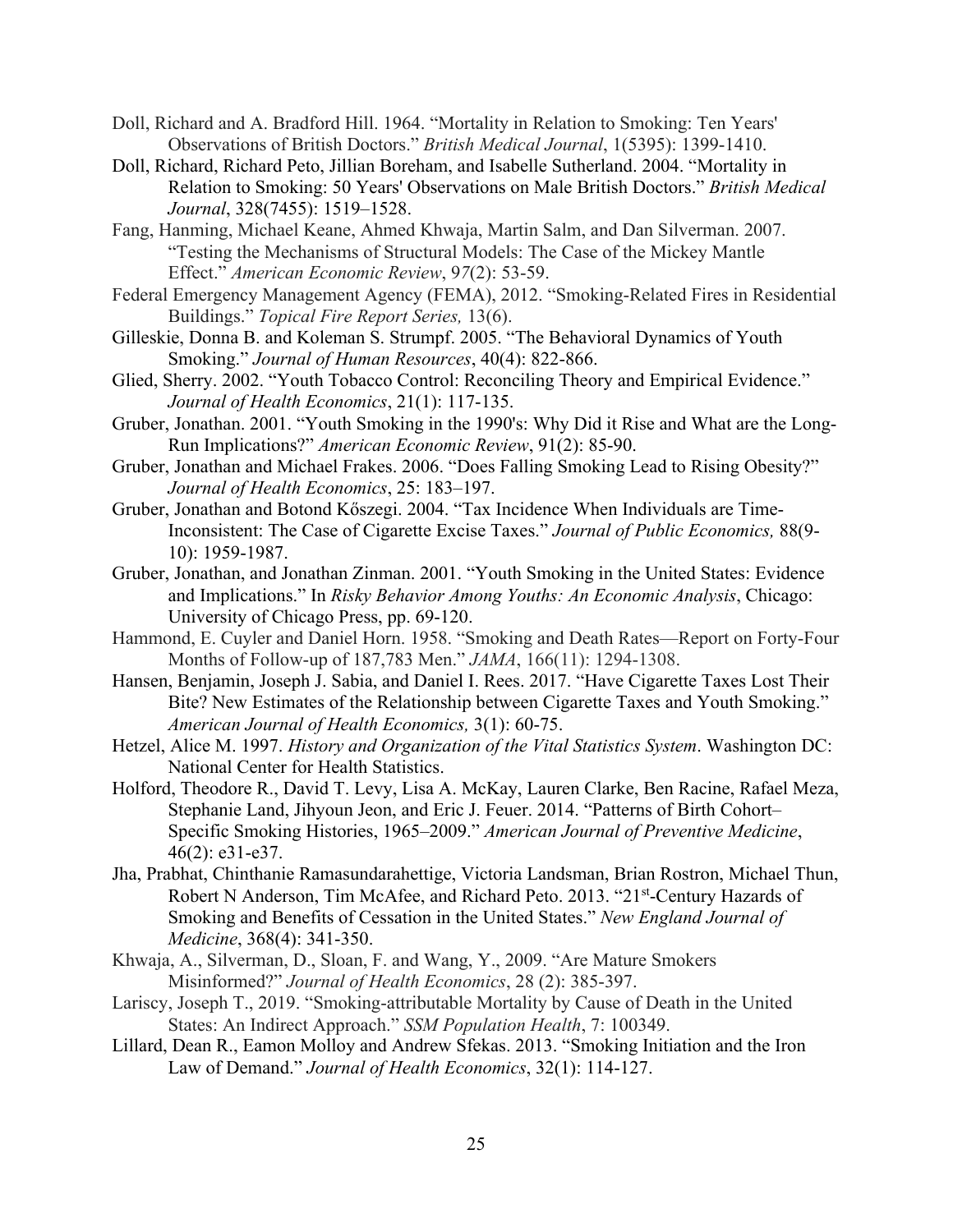Doll, Richard and A. Bradford Hill. 1964. "Mortality in Relation to Smoking: Ten Years' Observations of British Doctors." *British Medical Journal*, 1(5395): 1399-1410.

Doll, Richard, Richard Peto, Jillian Boreham, and Isabelle Sutherland. 2004. "Mortality in Relation to Smoking: 50 Years' Observations on Male British Doctors." *British Medical Journal*, 328(7455): 1519–1528.

Fang, Hanming, Michael Keane, Ahmed Khwaja, Martin Salm, and Dan Silverman. 2007. "Testing the Mechanisms of Structural Models: The Case of the Mickey Mantle Effect." *American Economic Review*, 97(2): 53-59.

Federal Emergency Management Agency (FEMA), 2012. "Smoking-Related Fires in Residential Buildings." *Topical Fire Report Series,* 13(6).

Gilleskie, Donna B. and Koleman S. Strumpf. 2005. "The Behavioral Dynamics of Youth Smoking." *Journal of Human Resources*, 40(4): 822-866.

Glied, Sherry. 2002. "Youth Tobacco Control: Reconciling Theory and Empirical Evidence." *Journal of Health Economics*, 21(1): 117-135.

Gruber, Jonathan. 2001. "Youth Smoking in the 1990's: Why Did it Rise and What are the Long-Run Implications?" *American Economic Review*, 91(2): 85-90.

Gruber, Jonathan and Michael Frakes. 2006. "Does Falling Smoking Lead to Rising Obesity?" *Journal of Health Economics*, 25: 183–197.

Gruber, Jonathan and Botond Kőszegi. 2004. "Tax Incidence When Individuals are Time-Inconsistent: The Case of Cigarette Excise Taxes." *Journal of Public Economics,* 88(9-10): 1959-1987.

Gruber, Jonathan, and Jonathan Zinman. 2001. "Youth Smoking in the United States: Evidence and Implications." In *Risky Behavior Among Youths: An Economic Analysis*, Chicago: University of Chicago Press, pp. 69-120.

Hammond, E. Cuyler and Daniel Horn. 1958. "Smoking and Death Rates—Report on Forty-Four Months of Follow-up of 187,783 Men." *JAMA*, 166(11): 1294-1308.

Hansen, Benjamin, Joseph J. Sabia, and Daniel I. Rees. 2017. "Have Cigarette Taxes Lost Their Bite? New Estimates of the Relationship between Cigarette Taxes and Youth Smoking." *American Journal of Health Economics,* 3(1): 60-75.

Hetzel, Alice M. 1997. *History and Organization of the Vital Statistics System*. Washington DC: National Center for Health Statistics.

Holford, Theodore R., David T. Levy, Lisa A. McKay, Lauren Clarke, Ben Racine, Rafael Meza, Stephanie Land, Jihyoun Jeon, and Eric J. Feuer. 2014. "Patterns of Birth Cohort–Specific Smoking Histories, 1965–2009." *American Journal of Preventive Medicine*, 46(2): e31-e37.

Jha, Prabhat, Chinthanie Ramasundarahettige, Victoria Landsman, Brian Rostron, Michael Thun, Robert N Anderson, Tim McAfee, and Richard Peto. 2013. "21st-Century Hazards of Smoking and Benefits of Cessation in the United States." *New England Journal of Medicine*, 368(4): 341-350.

Khwaja, A., Silverman, D., Sloan, F. and Wang, Y., 2009. "Are Mature Smokers Misinformed?" *Journal of Health Economics*, 28 (2): 385-397.

Lariscy, Joseph T., 2019. "Smoking-attributable Mortality by Cause of Death in the United States: An Indirect Approach." *SSM Population Health*, 7: 100349.

Lillard, Dean R., Eamon Molloy and Andrew Sfekas. 2013. "Smoking Initiation and the Iron Law of Demand." *Journal of Health Economics*, 32(1): 114-127.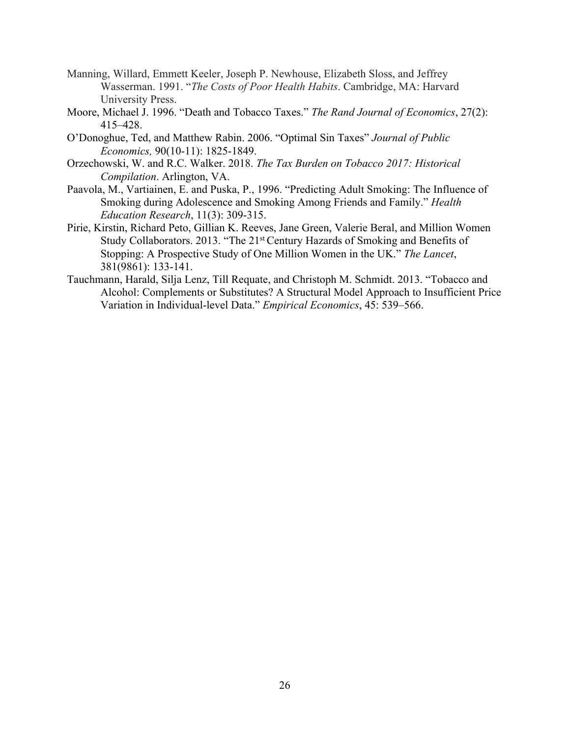Manning, Willard, Emmett Keeler, Joseph P. Newhouse, Elizabeth Sloss, and Jeffrey Wasserman. 1991. "*The Costs of Poor Health Habits*. Cambridge, MA: Harvard University Press.

Moore, Michael J. 1996. "Death and Tobacco Taxes." *The Rand Journal of Economics*, 27(2): 415–428.

O'Donoghue, Ted, and Matthew Rabin. 2006. "Optimal Sin Taxes" *Journal of Public Economics,* 90(10-11): 1825-1849.

Orzechowski, W. and R.C. Walker. 2018. *The Tax Burden on Tobacco 2017: Historical Compilation*. Arlington, VA.

Paavola, M., Vartiainen, E. and Puska, P., 1996. "Predicting Adult Smoking: The Influence of Smoking during Adolescence and Smoking Among Friends and Family." *Health Education Research*, 11(3): 309-315.

Pirie, Kirstin, Richard Peto, Gillian K. Reeves, Jane Green, Valerie Beral, and Million Women Study Collaborators. 2013. "The 21st Century Hazards of Smoking and Benefits of Stopping: A Prospective Study of One Million Women in the UK." *The Lancet*, 381(9861): 133-141.

Tauchmann, Harald, Silja Lenz, Till Requate, and Christoph M. Schmidt. 2013. "Tobacco and Alcohol: Complements or Substitutes? A Structural Model Approach to Insufficient Price Variation in Individual-level Data." *Empirical Economics*, 45: 539–566.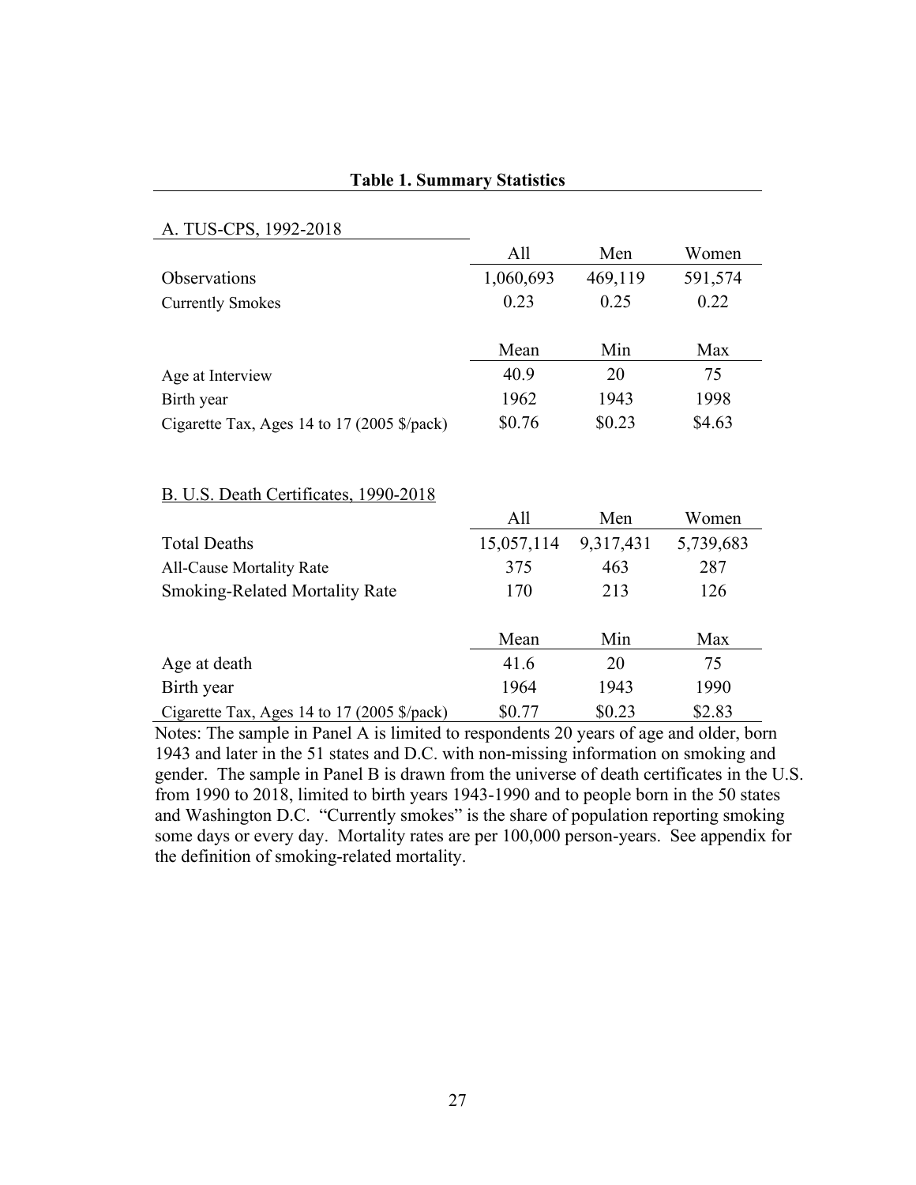**Table 1. Summary Statistics**

A. TUS-CPS, 1992-2018

| | All | Men | Women |
|---|---|---|---|
| Observations | 1,060,693 | 469,119 | 591,574 |
| Currently Smokes | 0.23 | 0.25 | 0.22 |
| | **Mean** | **Min** | **Max** |
| Age at Interview | 40.9 | 20 | 75 |
| Birth year | 1962 | 1943 | 1998 |
| Cigarette Tax, Ages 14 to 17 (2005 $/pack) | $0.76 | $0.23 | $4.63 |

B. U.S. Death Certificates, 1990-2018

| | All | Men | Women |
|---|---|---|---|
| Total Deaths | 15,057,114 | 9,317,431 | 5,739,683 |
| All-Cause Mortality Rate | 375 | 463 | 287 |
| Smoking-Related Mortality Rate | 170 | 213 | 126 |
| | **Mean** | **Min** | **Max** |
| Age at death | 41.6 | 20 | 75 |
| Birth year | 1964 | 1943 | 1990 |
| Cigarette Tax, Ages 14 to 17 (2005 $/pack) | $0.77 | $0.23 | $2.83 |

Notes: The sample in Panel A is limited to respondents 20 years of age and older, born 1943 and later in the 51 states and D.C. with non-missing information on smoking and gender. The sample in Panel B is drawn from the universe of death certificates in the U.S. from 1990 to 2018, limited to birth years 1943-1990 and to people born in the 50 states and Washington D.C. "Currently smokes" is the share of population reporting smoking some days or every day. Mortality rates are per 100,000 person-years. See appendix for the definition of smoking-related mortality.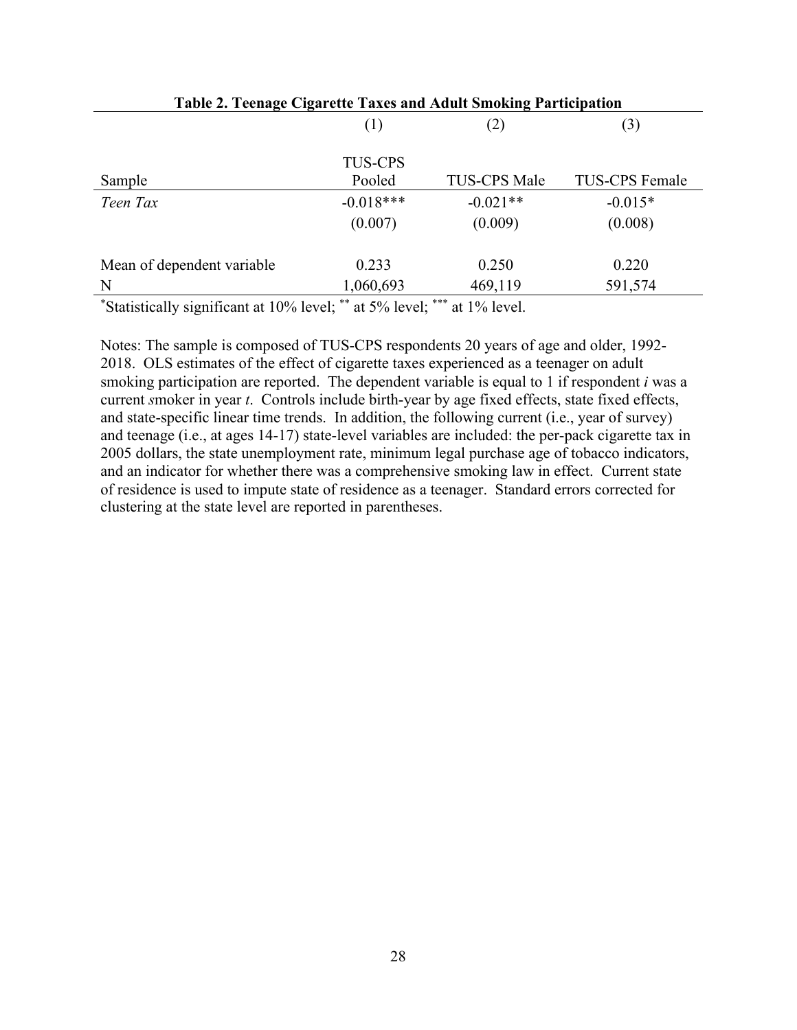**Table 2. Teenage Cigarette Taxes and Adult Smoking Participation**

| | (1) | (2) | (3) |
|---|---|---|---|
| Sample | TUS-CPS Pooled | TUS-CPS Male | TUS-CPS Female |
| *Teen Tax* | -0.018*** | -0.021** | -0.015* |
| | (0.007) | (0.009) | (0.008) |
| Mean of dependent variable | 0.233 | 0.250 | 0.220 |
| N | 1,060,693 | 469,119 | 591,574 |

*Statistically significant at 10% level; ** at 5% level; *** at 1% level.

Notes: The sample is composed of TUS-CPS respondents 20 years of age and older, 1992-2018. OLS estimates of the effect of cigarette taxes experienced as a teenager on adult smoking participation are reported. The dependent variable is equal to 1 if respondent *i* was a current *s*moker in year *t*. Controls include birth-year by age fixed effects, state fixed effects, and state-specific linear time trends. In addition, the following current (i.e., year of survey) and teenage (i.e., at ages 14-17) state-level variables are included: the per-pack cigarette tax in 2005 dollars, the state unemployment rate, minimum legal purchase age of tobacco indicators, and an indicator for whether there was a comprehensive smoking law in effect. Current state of residence is used to impute state of residence as a teenager. Standard errors corrected for clustering at the state level are reported in parentheses.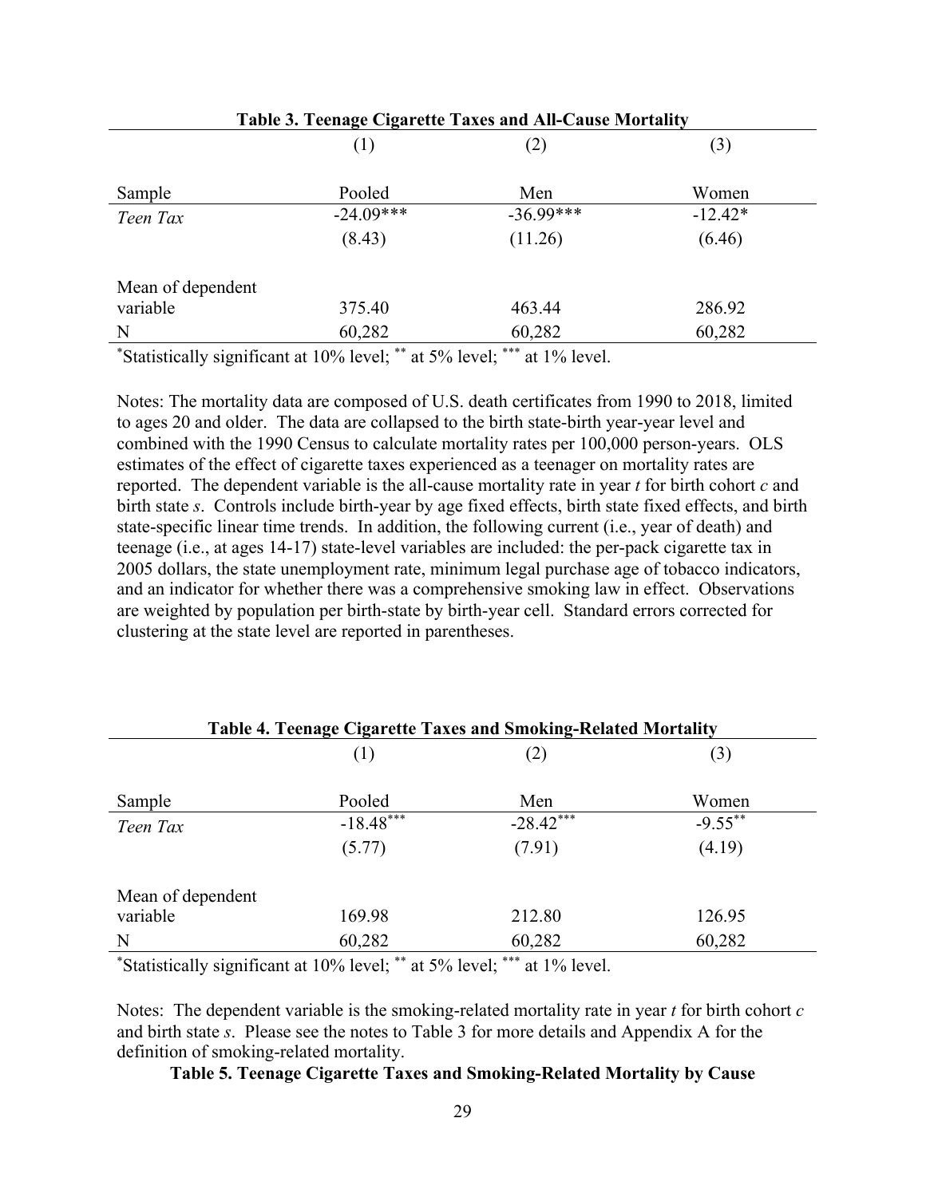**Table 3. Teenage Cigarette Taxes and All-Cause Mortality**

| | (1) | (2) | (3) |
|---|---|---|---|
| Sample | Pooled | Men | Women |
| *Teen Tax* | -24.09*** | -36.99*** | -12.42* |
| | (8.43) | (11.26) | (6.46) |
| Mean of dependent variable | 375.40 | 463.44 | 286.92 |
| N | 60,282 | 60,282 | 60,282 |

*Statistically significant at 10% level; ** at 5% level; *** at 1% level.

Notes: The mortality data are composed of U.S. death certificates from 1990 to 2018, limited to ages 20 and older. The data are collapsed to the birth state-birth year-year level and combined with the 1990 Census to calculate mortality rates per 100,000 person-years. OLS estimates of the effect of cigarette taxes experienced as a teenager on mortality rates are reported. The dependent variable is the all-cause mortality rate in year *t* for birth cohort *c* and birth state *s*. Controls include birth-year by age fixed effects, birth state fixed effects, and birth state-specific linear time trends. In addition, the following current (i.e., year of death) and teenage (i.e., at ages 14-17) state-level variables are included: the per-pack cigarette tax in 2005 dollars, the state unemployment rate, minimum legal purchase age of tobacco indicators, and an indicator for whether there was a comprehensive smoking law in effect. Observations are weighted by population per birth-state by birth-year cell. Standard errors corrected for clustering at the state level are reported in parentheses.

**Table 4. Teenage Cigarette Taxes and Smoking-Related Mortality**

| | (1) | (2) | (3) |
|---|---|---|---|
| Sample | Pooled | Men | Women |
| *Teen Tax* | -18.48*** | -28.42*** | -9.55** |
| | (5.77) | (7.91) | (4.19) |
| Mean of dependent variable | 169.98 | 212.80 | 126.95 |
| N | 60,282 | 60,282 | 60,282 |

*Statistically significant at 10% level; ** at 5% level; *** at 1% level.

Notes: The dependent variable is the smoking-related mortality rate in year *t* for birth cohort *c* and birth state *s*. Please see the notes to Table 3 for more details and Appendix A for the definition of smoking-related mortality.

**Table 5. Teenage Cigarette Taxes and Smoking-Related Mortality by Cause**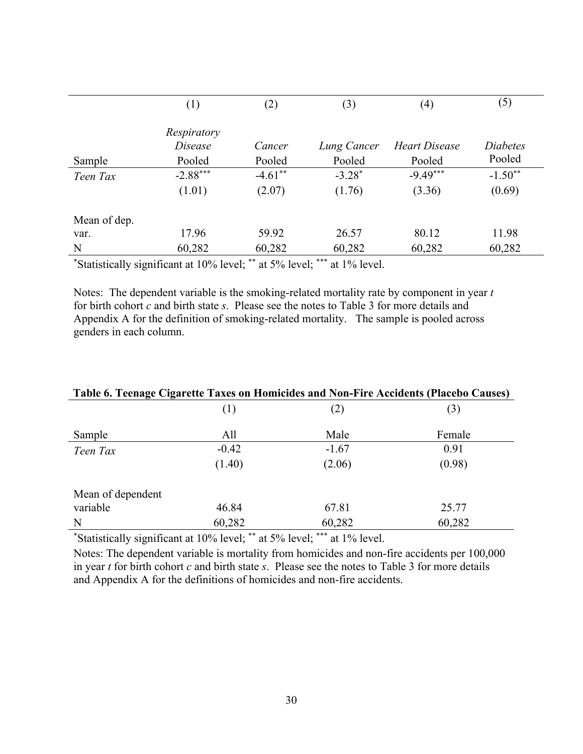| | (1) | (2) | (3) | (4) | (5) |
|---|---|---|---|---|---|
| | *Respiratory Disease* | *Cancer* | *Lung Cancer* | *Heart Disease* | *Diabetes* |
| Sample | Pooled | Pooled | Pooled | Pooled | Pooled |
| *Teen Tax* | -2.88*** | -4.61** | -3.28* | -9.49*** | -1.50** |
| | (1.01) | (2.07) | (1.76) | (3.36) | (0.69) |
| Mean of dep. var. | 17.96 | 59.92 | 26.57 | 80.12 | 11.98 |
| N | 60,282 | 60,282 | 60,282 | 60,282 | 60,282 |

*Statistically significant at 10% level; ** at 5% level; *** at 1% level.

Notes: The dependent variable is the smoking-related mortality rate by component in year *t* for birth cohort *c* and birth state *s*. Please see the notes to Table 3 for more details and Appendix A for the definition of smoking-related mortality. The sample is pooled across genders in each column.

**Table 6. Teenage Cigarette Taxes on Homicides and Non-Fire Accidents (Placebo Causes)**

| | (1) | (2) | (3) |
|---|---|---|---|
| Sample | All | Male | Female |
| *Teen Tax* | -0.42 | -1.67 | 0.91 |
| | (1.40) | (2.06) | (0.98) |
| Mean of dependent variable | 46.84 | 67.81 | 25.77 |
| N | 60,282 | 60,282 | 60,282 |

*Statistically significant at 10% level; ** at 5% level; *** at 1% level.

Notes: The dependent variable is mortality from homicides and non-fire accidents per 100,000 in year *t* for birth cohort *c* and birth state *s*. Please see the notes to Table 3 for more details and Appendix A for the definitions of homicides and non-fire accidents.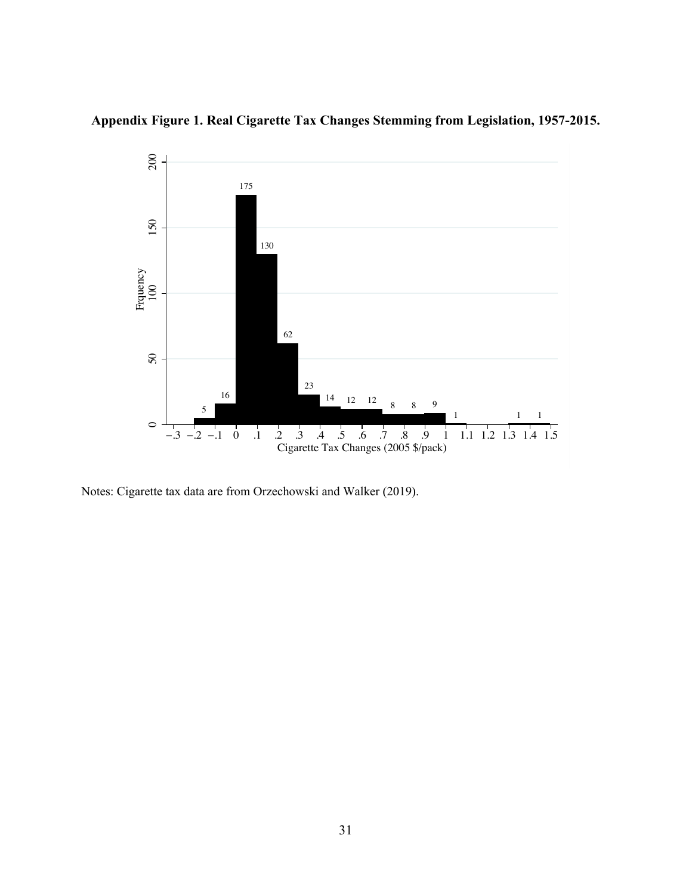**Appendix Figure 1. Real Cigarette Tax Changes Stemming from Legislation, 1957-2015.**

Notes: Cigarette tax data are from Orzechowski and Walker (2019).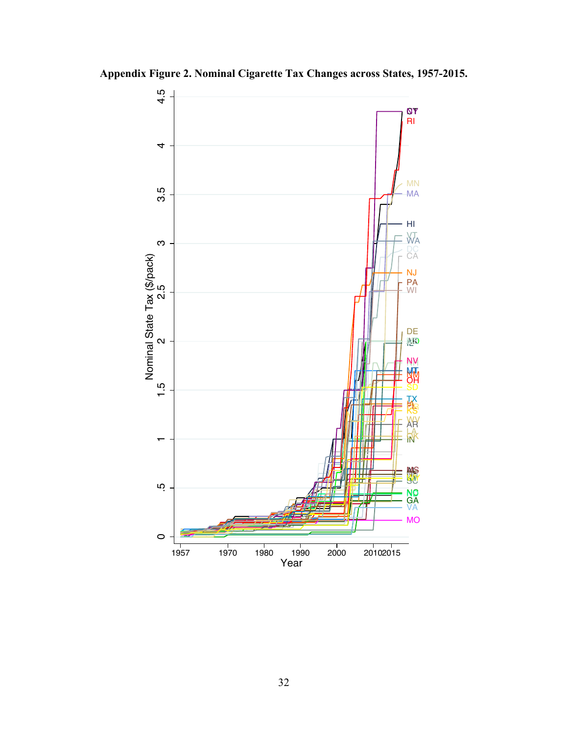**Appendix Figure 2. Nominal Cigarette Tax Changes across States, 1957-2015.**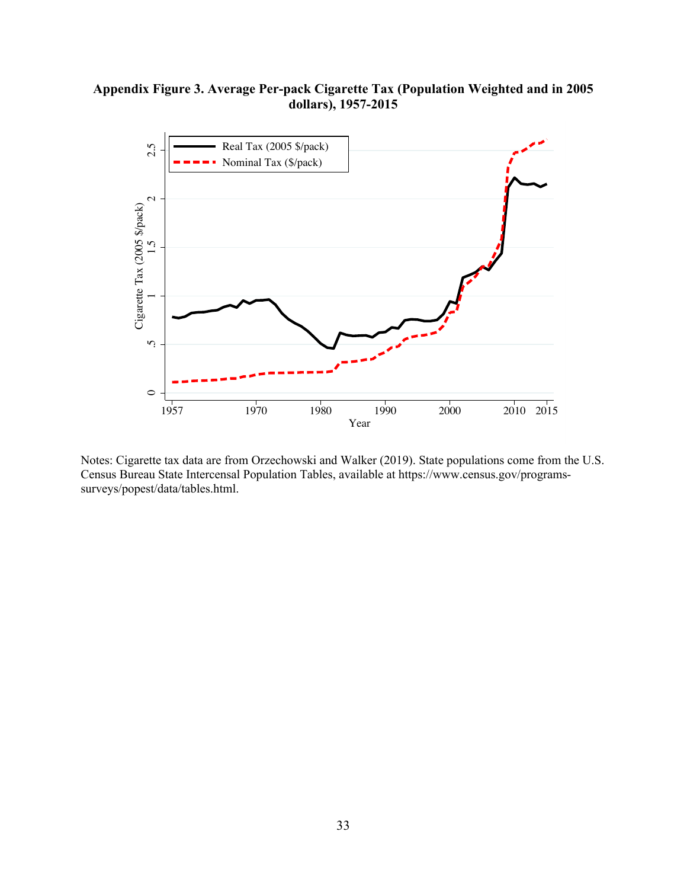**Appendix Figure 3. Average Per-pack Cigarette Tax (Population Weighted and in 2005 dollars), 1957-2015**

Notes: Cigarette tax data are from Orzechowski and Walker (2019). State populations come from the U.S. Census Bureau State Intercensal Population Tables, available at https://www.census.gov/programs-surveys/popest/data/tables.html.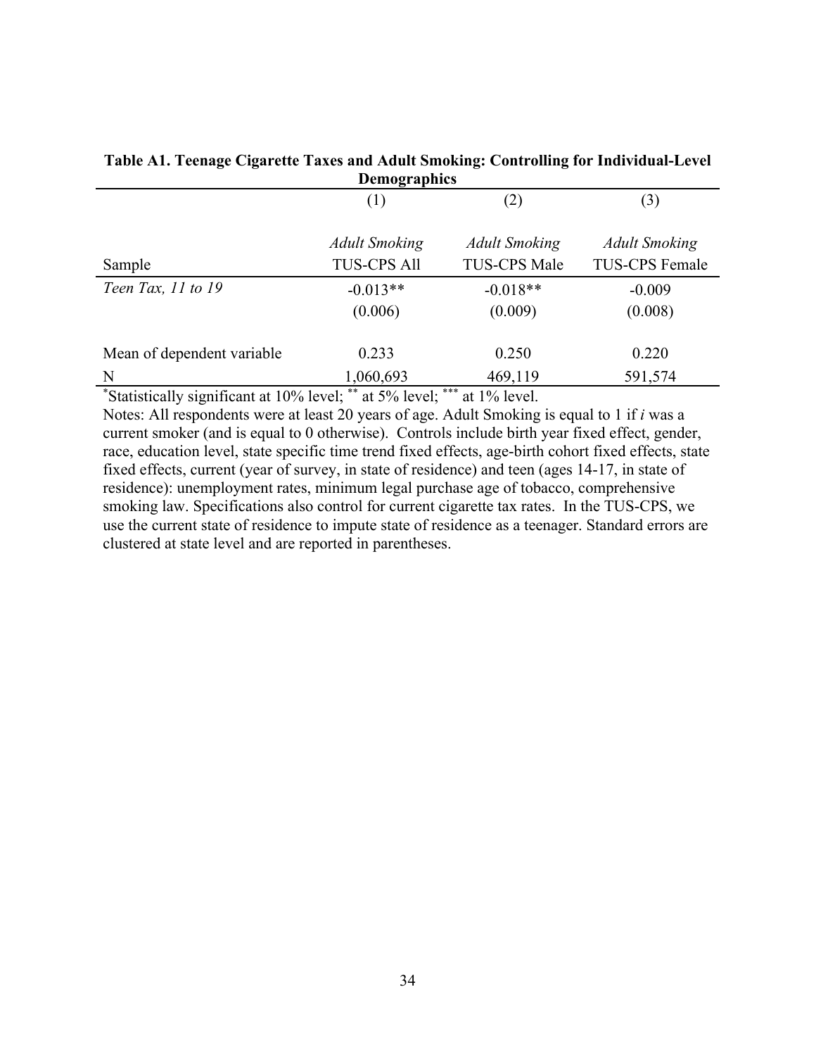**Table A1. Teenage Cigarette Taxes and Adult Smoking: Controlling for Individual-Level Demographics**

| | (1) | (2) | (3) |
|---|---|---|---|
| | *Adult Smoking* | *Adult Smoking* | *Adult Smoking* |
| Sample | TUS-CPS All | TUS-CPS Male | TUS-CPS Female |
| *Teen Tax, 11 to 19* | -0.013** | -0.018** | -0.009 |
| | (0.006) | (0.009) | (0.008) |
| | | | |
| Mean of dependent variable | 0.233 | 0.250 | 0.220 |
| N | 1,060,693 | 469,119 | 591,574 |

*Statistically significant at 10% level; ** at 5% level; *** at 1% level.

Notes: All respondents were at least 20 years of age. Adult Smoking is equal to 1 if *i* was a current smoker (and is equal to 0 otherwise). Controls include birth year fixed effect, gender, race, education level, state specific time trend fixed effects, age-birth cohort fixed effects, state fixed effects, current (year of survey, in state of residence) and teen (ages 14-17, in state of residence): unemployment rates, minimum legal purchase age of tobacco, comprehensive smoking law. Specifications also control for current cigarette tax rates. In the TUS-CPS, we use the current state of residence to impute state of residence as a teenager. Standard errors are clustered at state level and are reported in parentheses.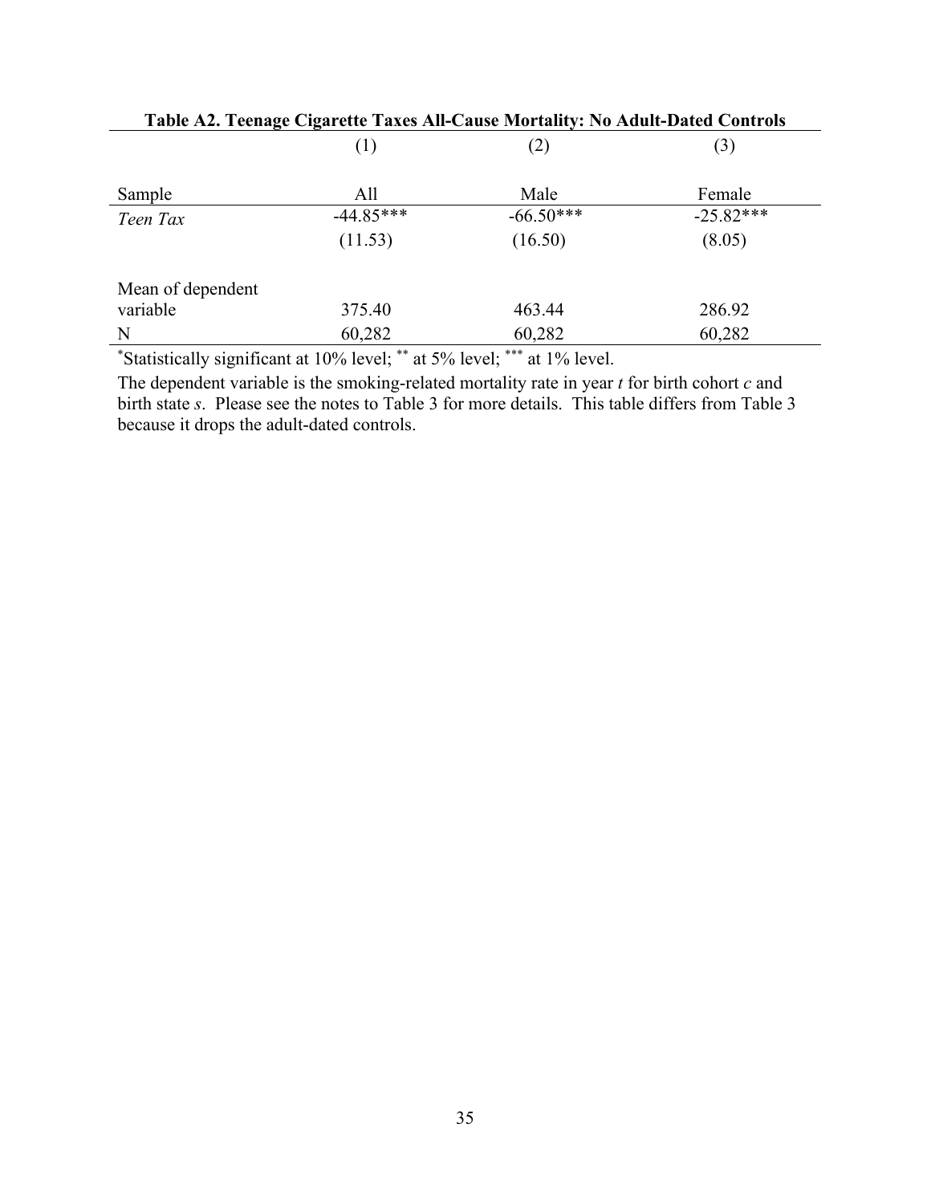**Table A2. Teenage Cigarette Taxes All-Cause Mortality: No Adult-Dated Controls**

| | (1) | (2) | (3) |
|---|---|---|---|
| Sample | All | Male | Female |
| *Teen Tax* | -44.85*** | -66.50*** | -25.82*** |
| | (11.53) | (16.50) | (8.05) |
| Mean of dependent variable | 375.40 | 463.44 | 286.92 |
| N | 60,282 | 60,282 | 60,282 |

*Statistically significant at 10% level; ** at 5% level; *** at 1% level.

The dependent variable is the smoking-related mortality rate in year *t* for birth cohort *c* and birth state *s*. Please see the notes to Table 3 for more details. This table differs from Table 3 because it drops the adult-dated controls.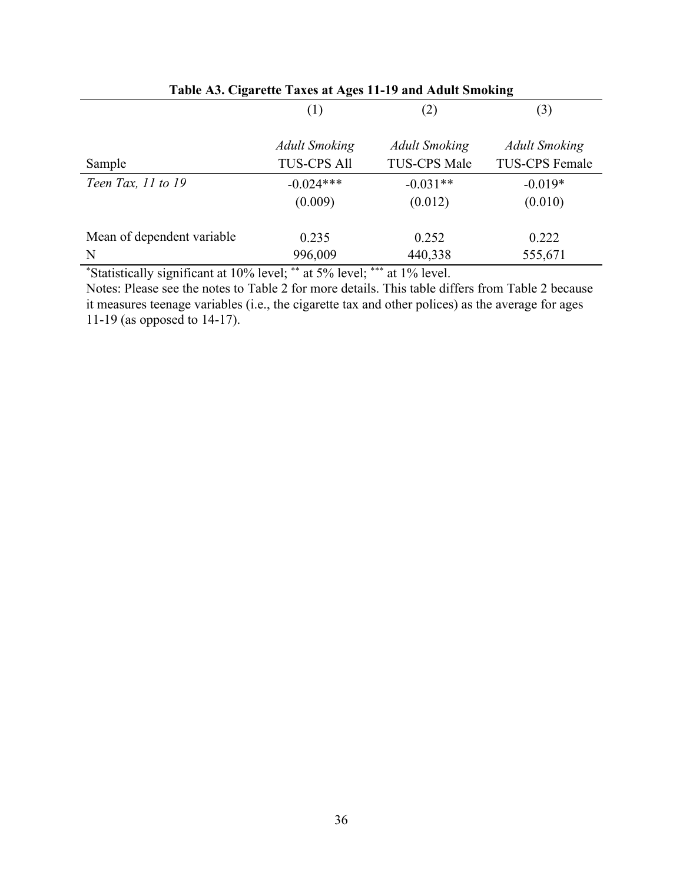**Table A3. Cigarette Taxes at Ages 11-19 and Adult Smoking**

| | (1) | (2) | (3) |
|---|---|---|---|
| | *Adult Smoking* | *Adult Smoking* | *Adult Smoking* |
| Sample | TUS-CPS All | TUS-CPS Male | TUS-CPS Female |
| *Teen Tax, 11 to 19* | -0.024*** | -0.031** | -0.019* |
| | (0.009) | (0.012) | (0.010) |
| | | | |
| Mean of dependent variable | 0.235 | 0.252 | 0.222 |
| N | 996,009 | 440,338 | 555,671 |

*Statistically significant at 10% level; ** at 5% level; *** at 1% level.

Notes: Please see the notes to Table 2 for more details. This table differs from Table 2 because it measures teenage variables (i.e., the cigarette tax and other polices) as the average for ages 11-19 (as opposed to 14-17).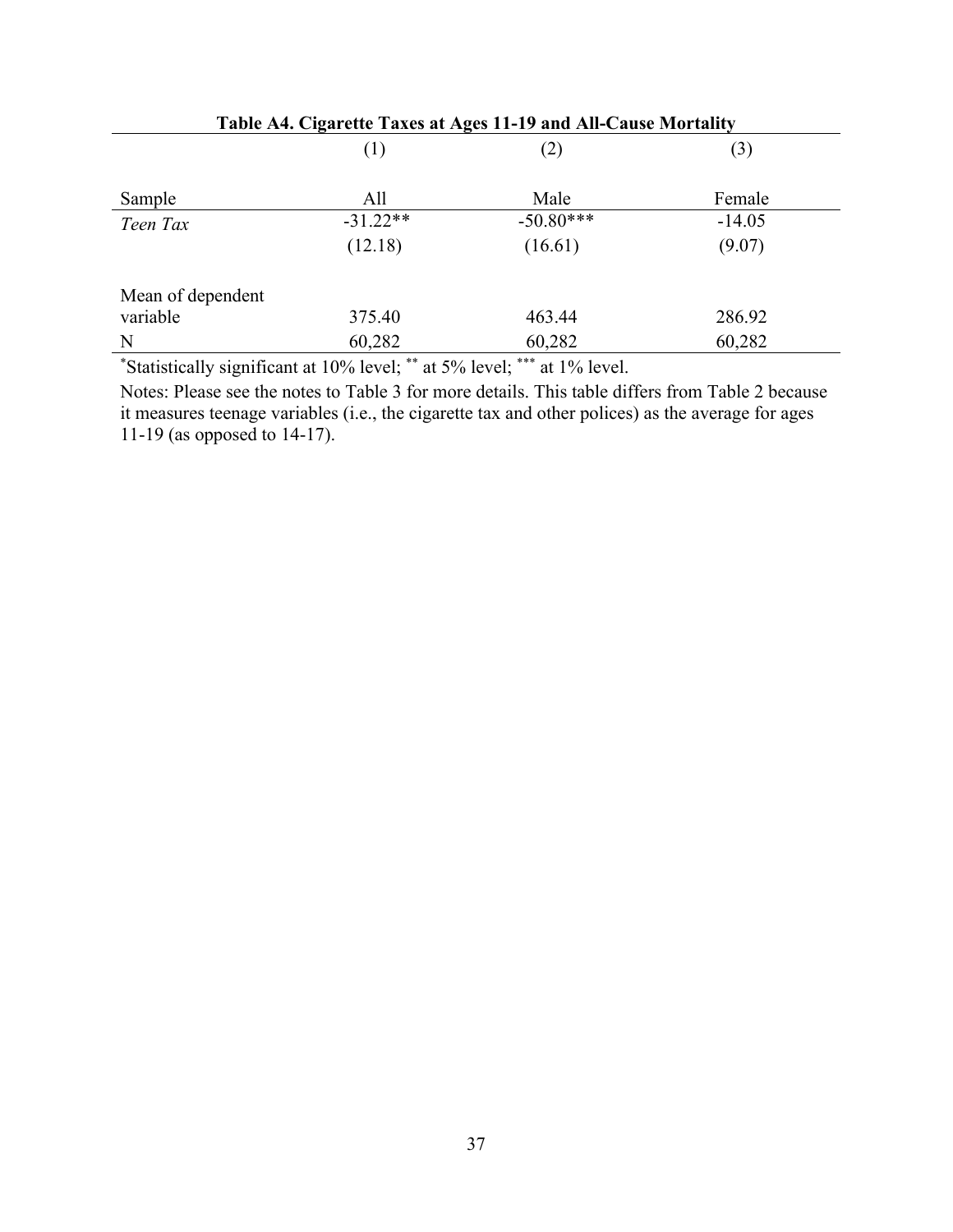**Table A4. Cigarette Taxes at Ages 11-19 and All-Cause Mortality**

| | (1) | (2) | (3) |
|---|---|---|---|
| Sample | All | Male | Female |
| *Teen Tax* | -31.22** | -50.80*** | -14.05 |
| | (12.18) | (16.61) | (9.07) |
| Mean of dependent variable | 375.40 | 463.44 | 286.92 |
| N | 60,282 | 60,282 | 60,282 |

*Statistically significant at 10% level; ** at 5% level; *** at 1% level.

Notes: Please see the notes to Table 3 for more details. This table differs from Table 2 because it measures teenage variables (i.e., the cigarette tax and other polices) as the average for ages 11-19 (as opposed to 14-17).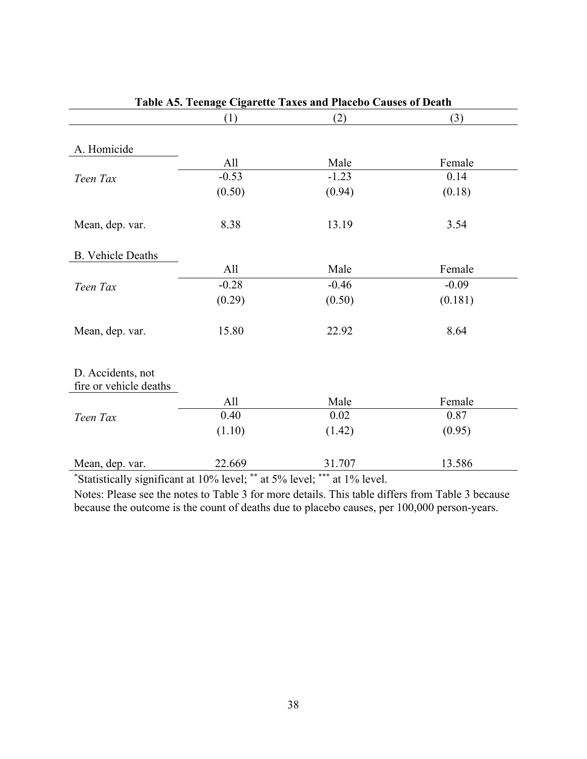**Table A5. Teenage Cigarette Taxes and Placebo Causes of Death**

| | (1) | (2) | (3) |
|---|---|---|---|
| A. Homicide | | | |
| | All | Male | Female |
| *Teen Tax* | -0.53 | -1.23 | 0.14 |
| | (0.50) | (0.94) | (0.18) |
| Mean, dep. var. | 8.38 | 13.19 | 3.54 |
| B. Vehicle Deaths | | | |
| | All | Male | Female |
| *Teen Tax* | -0.28 | -0.46 | -0.09 |
| | (0.29) | (0.50) | (0.181) |
| Mean, dep. var. | 15.80 | 22.92 | 8.64 |
| D. Accidents, not fire or vehicle deaths | | | |
| | All | Male | Female |
| *Teen Tax* | 0.40 | 0.02 | 0.87 |
| | (1.10) | (1.42) | (0.95) |
| Mean, dep. var. | 22.669 | 31.707 | 13.586 |

*Statistically significant at 10% level; ** at 5% level; *** at 1% level.

Notes: Please see the notes to Table 3 for more details. This table differs from Table 3 because because the outcome is the count of deaths due to placebo causes, per 100,000 person-years.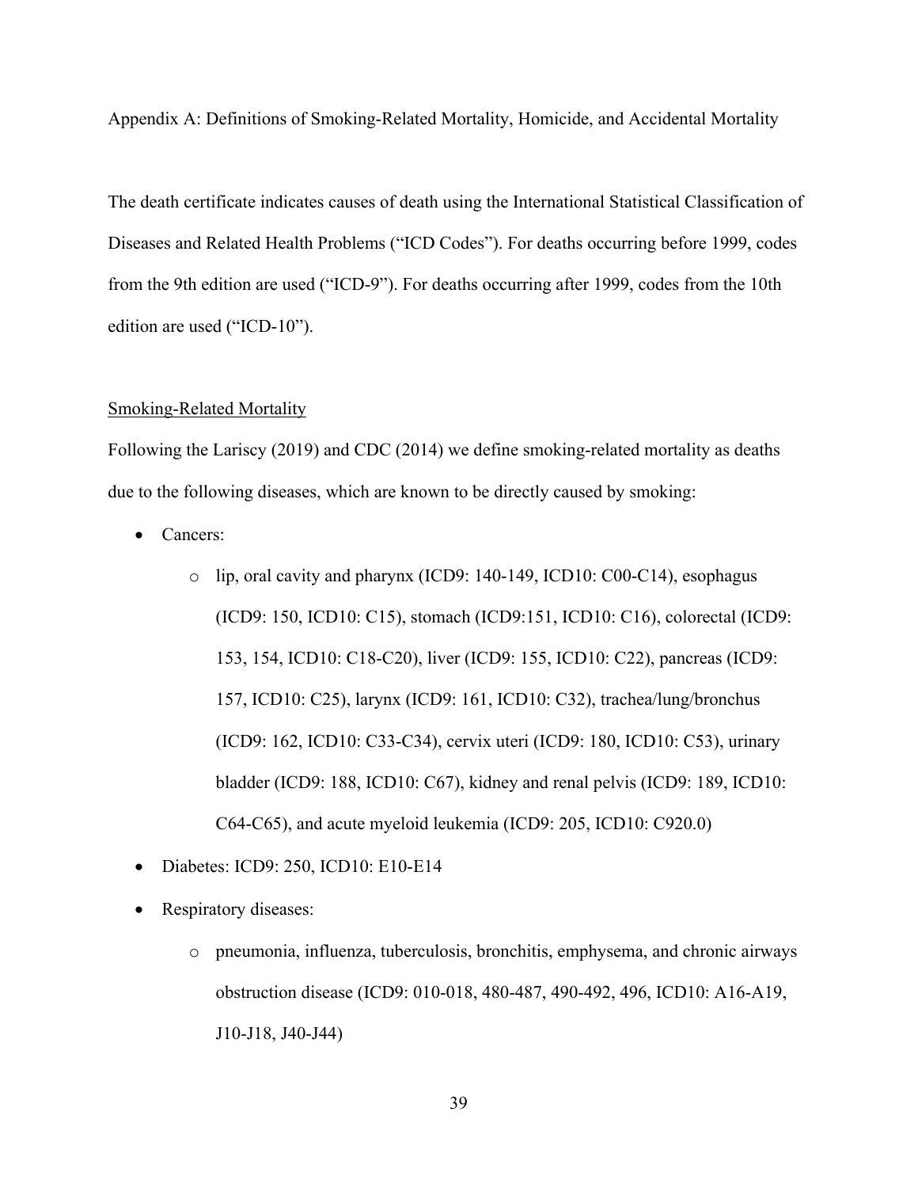Appendix A: Definitions of Smoking-Related Mortality, Homicide, and Accidental Mortality

The death certificate indicates causes of death using the International Statistical Classification of Diseases and Related Health Problems ("ICD Codes"). For deaths occurring before 1999, codes from the 9th edition are used ("ICD-9"). For deaths occurring after 1999, codes from the 10th edition are used ("ICD-10").

## Smoking-Related Mortality

Following the Lariscy (2019) and CDC (2014) we define smoking-related mortality as deaths due to the following diseases, which are known to be directly caused by smoking:

- Cancers:
  - lip, oral cavity and pharynx (ICD9: 140-149, ICD10: C00-C14), esophagus (ICD9: 150, ICD10: C15), stomach (ICD9:151, ICD10: C16), colorectal (ICD9: 153, 154, ICD10: C18-C20), liver (ICD9: 155, ICD10: C22), pancreas (ICD9: 157, ICD10: C25), larynx (ICD9: 161, ICD10: C32), trachea/lung/bronchus (ICD9: 162, ICD10: C33-C34), cervix uteri (ICD9: 180, ICD10: C53), urinary bladder (ICD9: 188, ICD10: C67), kidney and renal pelvis (ICD9: 189, ICD10: C64-C65), and acute myeloid leukemia (ICD9: 205, ICD10: C920.0)
- Diabetes: ICD9: 250, ICD10: E10-E14
- Respiratory diseases:
  - pneumonia, influenza, tuberculosis, bronchitis, emphysema, and chronic airways obstruction disease (ICD9: 010-018, 480-487, 490-492, 496, ICD10: A16-A19, J10-J18, J40-J44)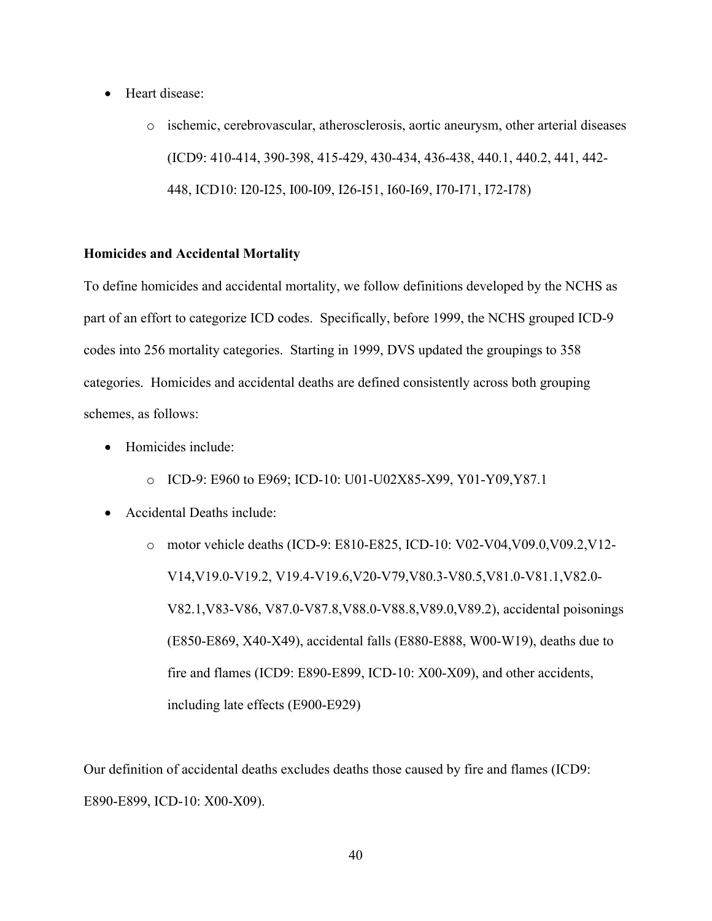- Heart disease:
  - ischemic, cerebrovascular, atherosclerosis, aortic aneurysm, other arterial diseases (ICD9: 410-414, 390-398, 415-429, 430-434, 436-438, 440.1, 440.2, 441, 442-448, ICD10: I20-I25, I00-I09, I26-I51, I60-I69, I70-I71, I72-I78)

**Homicides and Accidental Mortality**

To define homicides and accidental mortality, we follow definitions developed by the NCHS as part of an effort to categorize ICD codes. Specifically, before 1999, the NCHS grouped ICD-9 codes into 256 mortality categories. Starting in 1999, DVS updated the groupings to 358 categories. Homicides and accidental deaths are defined consistently across both grouping schemes, as follows:

- Homicides include:
  - ICD-9: E960 to E969; ICD-10: U01-U02X85-X99, Y01-Y09,Y87.1
- Accidental Deaths include:
  - motor vehicle deaths (ICD-9: E810-E825, ICD-10: V02-V04,V09.0,V09.2,V12-V14,V19.0-V19.2, V19.4-V19.6,V20-V79,V80.3-V80.5,V81.0-V81.1,V82.0-V82.1,V83-V86, V87.0-V87.8,V88.0-V88.8,V89.0,V89.2), accidental poisonings (E850-E869, X40-X49), accidental falls (E880-E888, W00-W19), deaths due to fire and flames (ICD9: E890-E899, ICD-10: X00-X09), and other accidents, including late effects (E900-E929)

Our definition of accidental deaths excludes deaths those caused by fire and flames (ICD9: E890-E899, ICD-10: X00-X09).